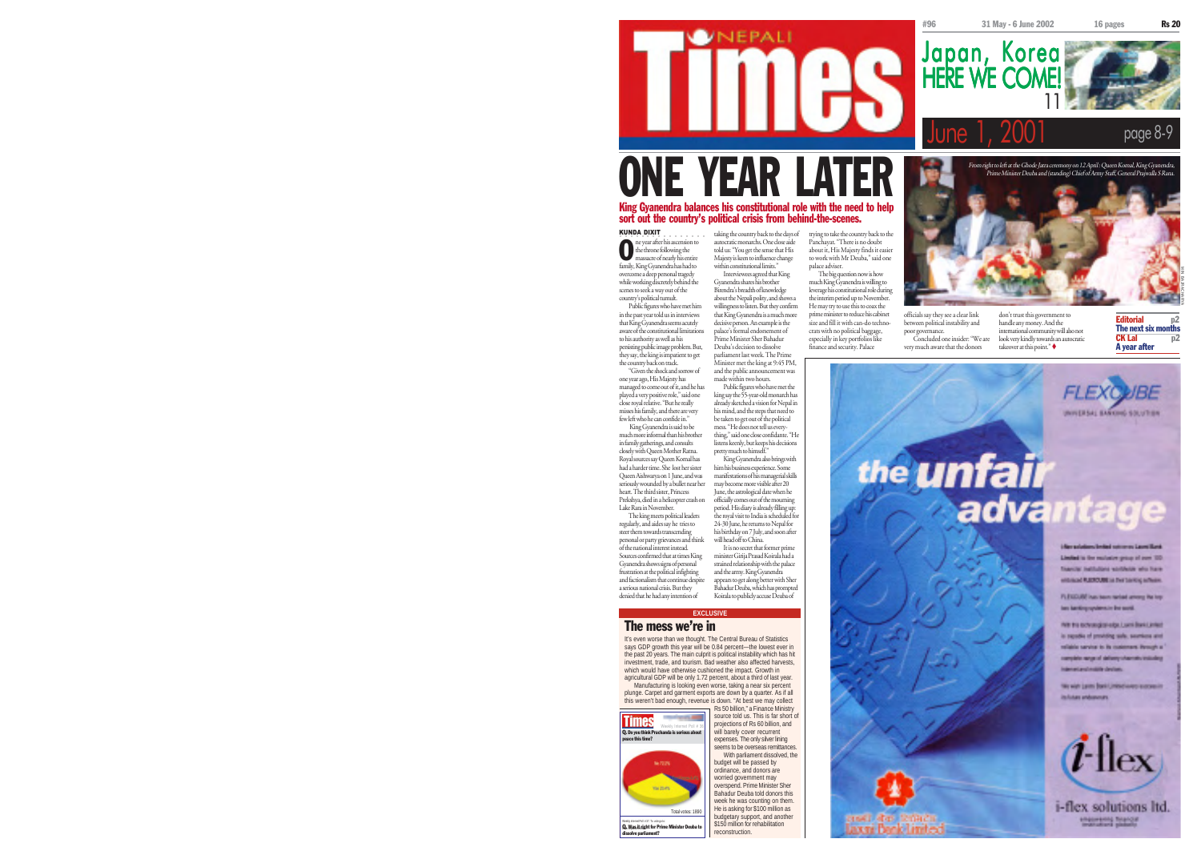# Nepali Times

#96 31 May - 6 June 2002 16 pages Rs 20

Japan, Korea HERE WE COME! 11

June 1, 2001 page 8-9

# ONE YEAR LATER

## King Gyanendra balances his constitutional role with the need to help sort out the country's political crisis from behind-the-scenes.

KUNDA DIXIT

One year after his ascension to the throne following the massacre of nearly his entire family, King Gyanendra has had to overcome a deep personal tragedy while working discretely behind the scenes to seek a way out of the country's political tumult.

Public figures who have met him in the past year told us in interviews that King Gyanendra seems acutely aware of the constitutional limitations to his authority as well as his persisting public image problem. But, they say, the king is impatient to get the country back on track.

"Given the shock and sorrow of one year ago, His Majesty has managed to come out of it, and he has played a very positive role," said one close royal relative. "But he really misses his family, and there are very few left who he can confide in."

King Gyanendra is said to be much more informal than his brother in family gatherings, and consults closely with Queen Mother Ratna. Royal sources say Queen Komal has had a harder time. She lost her sister Queen Aishwarya on 1 June, and was seriously wounded by a bullet near her heart. The third sister, Princess Prekshya, died in a helicopter crash on Lake Rara in November.

The king meets political leaders regularly, and aides say he tries to steer them towards transcending personal or party grievances and think of the national interest instead. Sources confirmed that at times King Gyanendra shows signs of personal frustration at the political infighting and factionalism that continue despite a serious national crisis. But they denied that he had any intention of taking the country back to the days of autocratic monarchs. One close aide told us: "You get the sense that His Majesty is keen to influence change within constitutional limits."

Interviewees agreed that King Gyanendra shares his brother Birendra's breadth of knowledge about the Nepali polity, and shows a willingness to listen. But they confirm that King Gyanendra is a much more decisive person. An example is the palace's formal endorsement of Prime Minister Sher Bahadur Deuba's decision to dissolve parliament last week. The Prime Minister met the king at 9:45 PM, and the public announcement was made within two hours.

Public figures who have met the king say the 55-year-old monarch has already sketched a vision for Nepal in his mind, and the steps that need to be taken to get out of the political mess. "He does not tell us everything," said one close confidante. "He listens keenly, but keeps his decisions pretty much to himself."

King Gyanendra also brings with him his business experience. Some manifestations of his managerial skills may become more visible after 20 June, the astrological date when he officially comes out of the mourning period. His diary is already filling up: the royal visit to India is scheduled for 24-30 June, he returns to Nepal for his birthday on 7 July, and soon after will head off to China.

It is no secret that former prime minister Girija Prasad Koirala had a strained relationship with the palace and the army. King Gyanendra appears to get along better with Sher Bahadur Deuba, which has prompted Koirala to publicly accuse Deuba of trying to take the country back to the Panchayat. "There is no doubt about it, His Majesty finds it easier to work with Mr Deuba," said one palace adviser.

The big question now is how much King Gyanendra is willing to leverage his constitutional role during the interim period up to November. He may try to use this to coax the prime minister to reduce his cabinet size and fill it with can-do technocrats with no political baggage, especially in key portfolios like finance and security. Palace officials say they see a clear link between political instability and poor governance.

Concluded one insider: "We are very much aware that the donors don't trust this government to handle any money. And the international community will also not look very kindly towards an autocratic takeover at this point." ♦

From right to left at the Ghode Jatra ceremony on 12 April: Queen Komal, King Gyanendra, Prime Minister Deuba and (standing) Chief of Army Staff, General Prajwalla S Rana.

Editorial p2
The next six months

CK Lal p2
A year after

EXCLUSIVE

## The mess we're in

It's even worse than we thought. The Central Bureau of Statistics says GDP growth this year will be 0.84 percent—the lowest ever in the past 20 years. The main culprit is political instability which has hit investment, trade, and tourism. Bad weather also affected harvests, which would have otherwise cushioned the impact. Growth in agricultural GDP will be only 1.72 percent, about a third of last year.

Manufacturing is looking even worse, taking a near six percent plunge. Carpet and garment exports are down by a quarter. As if all this weren't bad enough, revenue is down. "At best we may collect Rs 50 billion," a Finance Ministry source told us. This is far short of projections of Rs 60 billion, and will barely cover recurrent expenses. The only silver lining seems to be overseas remittances.

With parliament dissolved, the budget will be passed by ordinance, and donors are worried government may overspend. Prime Minister Sher Bahadur Deuba told donors this week he was counting on them. He is asking for $100 million as budgetary support, and another $150 million for rehabilitation reconstruction.

Weekly Internet Poll # 33

Q. Do you think Prachanda is serious about peace this time?

No 73.5%
Yes 23.4%

Total votes: 1880

Weekly Internet Poll # 37. To vote go to: www.nepalitimes.com

Q. Was it right for Prime Minister Deuba to dissolve parliament?

FLEXCUBE UNIVERSAL BANKING SOLUTION

the unfair advantage

i-flex solutions limited welcomes Laxmi Bank Limited to the exclusive group of over 300 financial institutions worldwide who have embraced FLEXCUBE as their banking software.

FLEXCUBE has been ranked among the top two banking systems in the world.

With this technological edge, Laxmi Bank Limited is capable of providing safe, seamless and reliable service to its customers through a complete range of delivery channels including Internet and mobile devices.

We wish Laxmi Bank Limited every success in its future endeavours.

i-flex solutions ltd.

Laxmi Bank Limited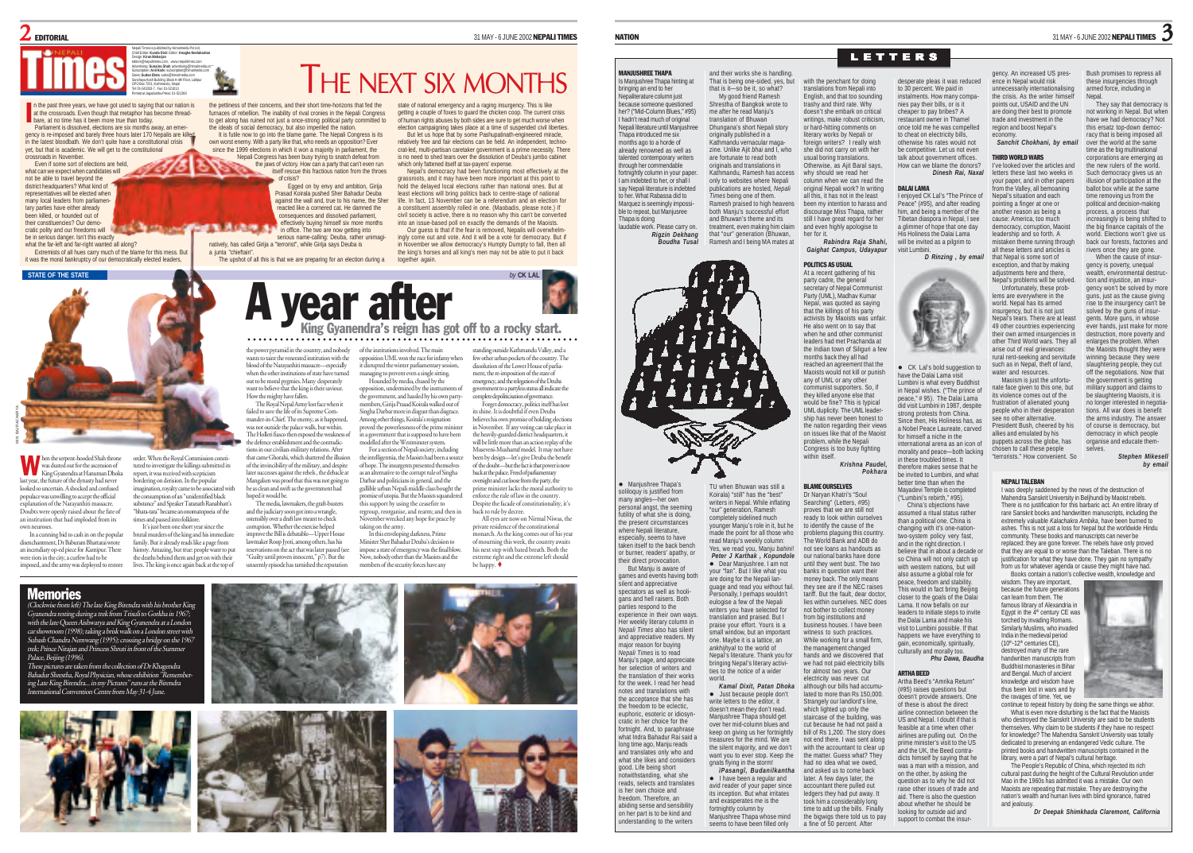# EDITORIAL

## THE NEXT SIX MONTHS

In the past three years, we have got used to saying that our nation is at the crossroads. Even though that metaphor has become threadbare, at no time has it been more true than today.

Parliament is dissolved, elections are six months away, an emergency is re-imposed and barely three hours later 170 Nepalis are killed in the latest bloodbath. We don't quite have a constitutional crisis yet, but that is academic. We will get to the constitutional crossroads in November.

Even if some sort of elections are held, what can we expect when candidates will not be able to travel beyond the district headquarters? What kind of representatives will be elected when many local leaders from parliamentary parties have either already been killed, or hounded out of their constituencies? Our democratic polity and our freedoms will be in serious danger. Isn't this exactly what the far-left and far-right wanted all along?

Extremists of all hues carry much of the blame for this mess. But it was the moral bankruptcy of our democratically elected leaders, the pettiness of their concerns, and their short time-horizons that fed the furnaces of rebellion. The inability of rival cronies in the Nepali Congress to get along has ruined not just a once-strong political party committed to the ideals of social democracy, but also imperiled the nation.

It is futile now to go into the blame game. The Nepali Congress is its own worst enemy. With a party like that, who needs an opposition? Ever since the 1999 elections in which it won a majority in parliament, the Nepali Congress has been busy trying to snatch defeat from the jaws of victory. How can a party that can't even run itself rescue this fractious nation from the throes of crisis?

Egged on by envy and ambition, Girija Prasad Koirala pushed Sher Bahadur Deuba against the wall and, true to his name, the Sher reacted like a cornered cat. He damned the consequences and dissolved parliament, effectively buying himself six more months in office. The two are now getting into serious name-calling: Deuba, rather unimaginatively, has called Girija a "terrorist", while Girija says Deuba is a junta "chieftain".

The upshot of all this is that we are preparing for an election during a state of national emergency and a raging insurgency. This is like getting a couple of foxes to guard the chicken coop. The current crisis of human rights abuses by both sides are sure to get much worse when election campaigning takes place at a time of suspended civil liberties.

But let us hope that by some Pashupatinath-engineered miracle, relatively free and fair elections can be held. An independent, technocrat-led, multi-partisan caretaker government is a prime necessity. There is no need to shed tears over the dissolution of Deuba's jumbo cabinet which only fattened itself at tax-payers' expense.

Nepal's democracy had been functioning most effectively at the grassroots, and it may have been more important at this point to hold the delayed local elections rather than national ones. But at least elections will bring politics back to centre-stage of national life. In fact, 13 November can be a referendum and an election for a constituent assembly rolled in one. (Maobadis, please note.) If civil society is active, there is no reason why this can't be converted into an issue-based poll on exactly the demands of the Maoists.

Our guess is that if the fear is removed, Nepalis will overwhelmingly come out and vote. And it will be a vote for democracy. But if in November we allow democracy's Humpty Dumpty to fall, then all the king's horses and all king's men may not be able to put it back together again.

---

**STATE OF THE STATE** *by* **CK LAL**

# A year after

## King Gyanendra's reign has got off to a rocky start.

When the serpent-hooded Shah throne was dusted out for the ascension of King Gyanendra at Hanuman Dhoka last year, the future of the dynasty had never looked so uncertain. A shocked and confused populace was unwilling to accept the official explanation of the Narayanhiti massacre. Doubts were openly raised about the fate of an institution that had imploded from its own neuroses.

In a cunning bid to cash in on the popular disenchantment, Dr Baburam Bhattarai wrote an incendiary op-ed piece for *Kantipur*. There were riots in the city, a curfew had to be imposed, and the army was deployed to restore order. When the Royal Commission constituted to investigate the killings submitted its report, it was received with scepticism bordering on derision. In the popular imagination, royalty came to be associated with the consumption of an "unidentified black substance" and Speaker Taranath Ranabhatt's "bhara-rara" became an onomatopoeia of the times and passed into folklore.

It's just been one short year since the brutal murders of the king and his immediate family. But it already reads like a page from history. Amazing, but true: people want to put the deaths behind them and get on with their lives. The king is once again back at the top of the power pyramid in the country, and nobody wants to taint the venerated institution with the blood of the Narayanhiti massacre—especially when the other institutions of state have turned out to be moral pygmies. Many desperately want to believe that the king is their saviour. How the mighty have fallen.

The Royal Nepal Army lost face when it failed to save the life of its Supreme Commander-in-Chief. The enemy, as it happened, was not outside the palace walls, but within. The Holleri fiasco then exposed the weakness of the defence establishment and the contradictions in our civilian-military relations. After that came Ghorahi, which shattered the illusion of the invincibility of the military, and despite later successes against the rebels, the debacle at Mangalsen was proof that this was not going to be as clean and swift as the government had hoped it would be.

The media, lawmakers, the graft-busters and the judiciary soon got into a wrangle, ostensibly over a draft law meant to check corruption. Whether the exercise helped improve the Bill is debatable—Upper House lawmaker Roop Jyoti, among others, has his reservations on the act that was later passed (see "Guilty until proven innocent," p7). But the unseemly episode has tarnished the reputation of the institutions involved. The main opposition UML won the race for infamy when it disrupted the winter parliamentary session, managing to prevent even a single sitting.

Hounded by media, chased by the opposition, undermined by the instruments of the government, and hassled by his own party-members, Girija Prasad Koirala walked out of Singha Darbar more in disgust than disgrace. Among other things, Koirala's resignation proved the powerlessness of the prime minister in a government that is supposed to have been modelled after the Westminster system.

For a section of Nepali society, including the intelligentsia, the Maoists had been a source of hope. The insurgents presented themselves as an alternative to the corrupt rule of Singha Darbar and politicians in general, and the gullible urban Nepali middle class bought the promise of utopia. But the Maoists squandered this support by using the ceasefire to regroup, reorganise, and rearm, and then in November wrecked any hope for peace by taking on the army.

In this enveloping darkness, Prime Minister Sher Bahadur Deuba's decision to impose a state of emergency was the final blow. Now, nobody other than the Maoists and the members of the security forces have any standing outside Kathmandu Valley, and a few other urban pockets of the country. The dissolution of the Lower House of parliament, the re-imposition of the state of emergency, and the relegation of the Deuba government to a pathless status all indicate the complete depoliticisation of governance.

Forget democracy, politics itself has lost its shine. It is doubtful if even Deuba believes his own promise of holding elections in November. If any voting can take place in the heavily-guarded district headquarters, it will be little more than an action replay of the Museveni-Musharraf model. It may not have been by design—let's give Deuba the benefit of the doubt—but the fact is that power is now back at the palace. Freed of parliamentary oversight and cut loose from the party, the prime minister lacks the moral authority to enforce the rule of law in the country. Despite the facade of constitutionality, it's back to rule by decree.

All eyes are now on Nirmal Niwas, the private residence of the constitutional monarch. As the king comes out of his year of mourning this week, the country awaits his next step with bated breath. Both the extreme right and the extreme left should be happy. ♦

---

## Memories

*(Clockwise from left) The late King Birendra with his brother King Gyanendra resting during a trek from Trisuli to Gorkha in 1967; with the late Queen Aishwarya and King Gyanendra at a London car showroom (1998); taking a brisk walk on a London street with Subash Chandra Nemwang (1995); crossing a bridge on the 1967 trek; Prince Nirajan and Princess Shruti in front of the Summer Palace, Beijing (1996).*

*These pictures are taken from the collection of Dr Khagendra Bahadur Shrestha, Royal Physician, whose exhibition "Remembering the Late King Birendra... in my Pictures" runs at the Birendra International Convention Centre from May 31-4 June.*

---

# NATION

# LETTERS

### MANJUSHREE THAPA

Is Manjushree Thapa hinting at bringing an end to her Nepaliterature column just because someone questioned her? ("Mid-Column Blues," #95) I hadn't read much of original Nepali literature until Manjushree Thapa introduced me six months ago to a horde of already renowned as well as talented contemporary writers through her commendable fortnightly column in your paper. I am indebted to her, or shall I say Nepali literature is indebted to her. What Rabassa did to Marquez is seemingly impossible to repeat, but Manjusree Thapa is doing laudable work. Please carry on.

**Rigzin Dekhang**
**Boudha Tusal**

● Manjushree Thapa's soliloquy is justified from many angles—her own personal angst, the seeming futility of what she is doing, the present circumstances where Nepali literature, especially, seems to have taken itself to the back bench or burner, readers' apathy, or their direct provocation.

But Manju is aware of games and events having both silent and appreciative spectators as well as hooligans and hell raisers. Both parties respond to the experience in their own ways. Her weekly literary column in *Nepali Times* also has silent and appreciative readers. My major reason for buying *Nepali Times* is to read Manju's page, and appreciate her selection of writers and the translation of their works for the week. I read her head notes and translations with the acceptance that she has the freedom to be eclectic, euphoric, esoteric or idiosyncratic in her choice for the fortnight. And, to paraphrase what Indra Bahadur Rai said a long time ago, Manju reads and translates only who and what she likes and considers good. Life being short notwithstanding, what she reads, selects and translates is her own choice and freedom. Therefore, an abiding sense and sensibility on her part is to be kind and understanding to the writers and their works she is handling. That is being one-sided, yes, but that is it—so be it, so what?

My good friend Ramesh Shrestha of Bangkok wrote to me after he read Manju's translation of Bhuwan Dhungana's short Nepali story originally published in a Kathmandu vernacular magazine. Unlike *Ajit bhai* and I, who are fortunate to read both originals and translations in Kathmandu, Ramesh has access only to websites where Nepali publications are hosted. *Nepali Times* being one of them. Ramesh praised to high heavens both Manju's successful effort and Bhuwan's theme and its treatment, even making him claim that "our" generation (Bhuwan, Ramesh and I being MA mates at TU when Bhuwan was still a Koirala) "still" has the "best" writers in Nepal. While inflating "our" generation, Ramesh completely sidelined much younger Manju's role in it, but he made the point for all those who read Manju's weekly column: Yes, we read you, Manju *bahini*!

**Peter J Karthak , Kopundole**

● Dear Manjushree, I am not your "fan". But I like what you are doing for the Nepali language and read you without fail. Personally, I perhaps wouldn't eulogise a few of the Nepali writers you have selected for translation and praised. But I praise your effort. Yours is a small window, but an important one. Maybe it is a lattice, an *ankhijhyal* to the world of Nepal's literature. Thank you for bringing Nepal's literary activities to the notice of a wider world.

**Kamal Dixit, Patan Dhoka**

● Just because people don't write letters to the editor, it doesn't mean they don't read. Manjushree Thapa should get over her mid-column blues and keep on giving us her fortnightly treasures for the mind. We are the silent majority, and we don't want you to ever stop. Keep the gnats flying in the storm!

**iPasangi, Budanilkantha**

● I have been a regular and avid reader of your paper since its inception. But what irritates and exasperates me is the fortnightly column by Manjushree Thapa whose mind seems to have been filled only with the penchant for doing translations from Nepali into English, and that too sounding trashy and third rate. Why doesn't she embark on critical writings, make robust criticism, or hard-hitting comments on literary works by Nepali or foreign writers? I really wish she did not carry on with her usual boring translations. Otherwise, as Ajit Baral says, why should we read her column when we can read the original Nepali work? In writing all this, it has not in the least been my intention to harass and discourage Miss Thapa, rather still I have great regard for her and even highly apologise to her for it.

**Rabindra Raja Shahi,**
**Gaighat Campus, Udayapur**

### POLITICS AS USUAL

At a recent gathering of his party cadre, the general secretary of Nepal Communist Party (UML), Madhav Kumar Nepal, was quoted as saying that the killings of his party activists by Maoists was unfair. He also went on to say that when he and other communist leaders had met Prachanda at the Indian town of Siliguri a few months back they all had reached an agreement that the Maoists would not kill or punish any of UML or any other communist supporters. So, if they killed anyone else that would be fine? This is typical UML duplicity. The UML leadership has never been honest to the nation regarding their views on issues like that of the Maoist problem, while the Nepali Congress is too busy fighting within itself.

**Krishna Paudel,**
**Pokhara**

### BLAME OURSELVES

Dr Naryan Khatri's "Soul Searching" (Letters, #95) proves that we are still not ready to look within ourselves to identify the cause of the problems plaguing this country. The World Bank and ADB do not see loans as handouts as our national banks have done until they went bust. The two banks in question want their money back. The only means they see are if the NEC raises tariff. But the fault, dear doctor, lies within ourselves. NEC does not bother to collect money from big institutions and business houses. I have been witness to such practices. While working for a small firm, the management changed hands and we discovered that we had not paid electricity bills for almost two years. Our electricity was never cut although our bills had accumulated to more than Rs 150,000. Strangely our landlord's line, which lighted up only the staircase of the building, was cut because he had not paid a bill of Rs 1,200. The story does not end there. I was sent along with the accountant to clear up the matter. Guess what? They had no idea what we owed, and asked us to come back later. A few days later, the accountant there pulled out ledgers they had put away. It took him a considerably long time to add up the bills. Finally the bigwigs there told us to pay a fine of 50 percent. After desperate pleas it was reduced to 30 percent. We paid in instalments. How many companies pay their bills, or is it cheaper to pay bribes? A restaurant owner in Thamel once told me he was compelled to cheat on electricity bills, otherwise his rates would not be competitive. Let us not even talk about government offices. How can we blame the donors?

**Dinesh Rai, Naxal**

### DALAI LAMA

I enjoyed CK Lal's "The Prince of Peace" (#95), and after reading him, and being a member of the Tibetan diaspora in Nepal, I see a glimmer of hope that one day His Holiness the Dalai Lama will be invited as a pilgrim to visit Lumbini.

**D Rinzing , by email**

● CK Lal's bold suggestion to have the Dalai Lama visit Lumbini is what every Buddhist in Nepal wishes. ("The prince of peace," # 95). The Dalai Lama did visit Lumbini in 1987, despite strong protests from China. Since then, His Holiness has, as a Nobel Peace Laureate, carved for himself a niche in the international arena as an icon of morality and peace—both lacking in these troubled times. It therefore makes sense that he be invited to Lumbini, and what better time than when the Mayadevi Temple is completed ("Lumbini's rebirth," #95).

China's objections have assumed a ritual status rather than a political one. China is changing with it's one-nation-two-system policy very fast, and in the right direction. I believe that in about a decade or so China will not only catch up with western nations, but will also assume a global role for peace, freedom and stability. This would in fact bring Beijing closer to the goals of the Dalai Lama. It now befalls on our leaders to initiate steps to invite the Dalai Lama and make his visit to Lumbini possible. If that happens we have everything to gain, economically, spiritually, culturally and morally too.

**Phu Dawa, Baudha**

### ARTHA BEED

Artha Beed's "Amrika Return" (#95) raises questions but doesn't provide answers. One of these is about the direct airline connection between the US and Nepal. I doubt if that is feasible at a time when other airlines are pulling out. On the prime minister's visit to the US and the UK, the Beed contradicts himself by saying that he was a man with a mission, and on the other, by asking the question as to why he did not raise other issues of trade and aid. There is also the question about whether he should be looking for outside aid and support to combat the insurgency. An increased US presence in Nepal would risk unnecessarily internationalising the crisis. As the writer himself points out, USAID and the UN are doing their best to promote trade and investment in the region and boost Nepal's economy.

**Sanchit Chokhani, by email**

### THIRD WORLD WARS

I've looked over the articles and letters these last two weeks in your paper, and in other papers from the Valley, all bemoaning Nepal's situation and each pointing a finger at one or another reason as being a cause: America, too much democracy, corruption, Maoist leadership and so forth. A mistaken theme running through all these letters and articles is that Nepal is some sort of exception, and that by making adjustments here and there, Nepal's problems will be solved.

Unfortunately, these problems are everywhere in the world. Nepal has its armed insurgency, but it is not just Nepal's tears. There are at least 49 other countries experiencing their own armed insurgencies in other Third World wars. They all arise out of real grievances: rural rent-seeking and servitude such as in Nepal, theft of land, water and resources.

Maoism is just the unfortunate face given to this one, but its violence comes out of the frustration of alienated young people who in their desperation see no other alternative. President Bush, cheered by his allies and emulated by his puppets across the globe, has chosen to call these people "terrorists." How convenient. So Bush promises to repress all these insurgencies through armed force, including in Nepal.

They say that democracy is not working in Nepal. But when have we had democracy? Not this ersatz top-down democracy that is being imposed all over the world at the same time as the big multinational corporations are emerging as the new rulers of the world. Such democracy gives us an illusion of participation at the ballot box while at the same time removing us from the political and decision-making process, a process that increasingly is being shifted to the big finance capitals of the world. Elections won't give us back our forests, factories and rivers once they are gone.

When the cause of insurgency is poverty, unequal wealth, environmental destruction and injustice, an insurgency won't be solved by more guns, just as the cause giving rise to the insurgency can't be solved by the guns of insurgents. More guns, in whose ever hands, just make for more destruction, more poverty and enlarges the problem. When the Maoists thought they were winning because they were slaughtering people, they cut off the negotiations. Now that the government is getting military support and claims to be slaughtering Maoists, it is no longer interested in negotiations. All war does is benefit the arms industry. The answer of course is democracy, in which people organise and educate themselves.

**Stephen Mikesell**
**by email**

### NEPALI TALEBAN

I was deeply saddened by the news of the destruction of Mahendra Sanskrit University in Beljhundi by Maoist rebels. There is no justification for this barbaric act. An entire library of rare Sanskrit books and handwritten manuscripts, including the extremely valuable Kalachakra Ambika, have been burned to ashes. This is not just a loss for Nepal but the worldwide Hindu community. These books and manuscripts can never be replaced: they are gone forever. The rebels have only proved that they are equal to or worse than the Taleban. There is no justification for what they have done. They gain no sympathy from us for whatever agenda or cause they might have had.

Books contain a nation's collective wealth, knowledge and wisdom. They are important, because the future generations can learn from them. The famous library of Alexandria in Egypt in the 4th century CE was torched by invading Romans. Similarly Muslims, who invaded India in the medieval period (10th-12th centuries CE), destroyed many of the rare handwritten manuscripts from Buddhist monasteries in Bihar and Bengal. Much of ancient knowledge and wisdom have thus been lost in wars and by the ravages of time. Yet, we continue to repeat history by doing the same things we abhor.

What is even more disturbing is the fact that the Maoists who destroyed the Sanskrit University are said to be students themselves. Why claim to be students if they have no respect for knowledge? The Mahendra Sanskrit University was totally dedicated to preserving an endangered Vedic culture. The printed books and handwritten manuscripts contained in the library, were a part of Nepal's cultural heritage.

The People's Republic of China, which rejected its rich cultural past during the height of the Cultural Revolution under Mao in the 1960s has admitted it was a mistake. Our own Maoists are repeating that mistake. They are destroying the nation's wealth and human lives with blind ignorance, hatred and jealousy.

**Dr Deepak Shimkhada Claremont, California**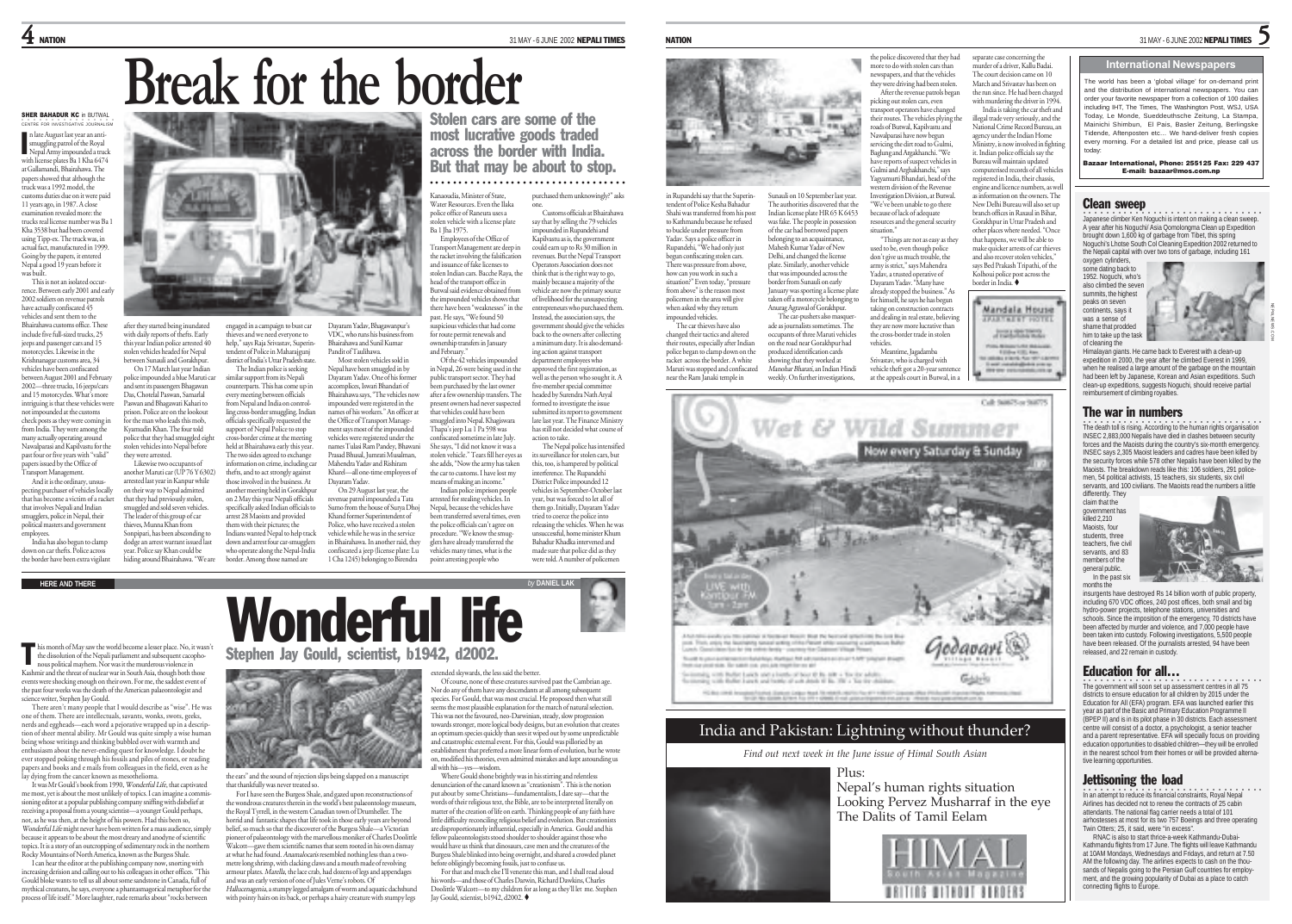# Break for the border

## Stolen cars are some of the most lucrative goods traded across the border with India. But that may be about to stop.

**SHER BAHADUR KC** in BUTWAL
CENTRE FOR INVESTIGATIVE JOURNALISM

In late August last year an anti-smuggling patrol of the Royal Nepal Army impounded a truck with license plates Ba 1 Kha 6474 at Gallamandi, Bhairahawa. The papers showed that although the truck was a 1992 model, the customs duties due on it were paid 11 years ago, in 1987. A close examination revealed more: the trucks real license number was Ba 1 Kha 3538 but had been covered using Tipp-ex. The truck was, in actual fact, manufactured in 1999. Going by the papers, it entered Nepal a good 19 years before it was built.

This is not an isolated occurrence. Between early 2001 and early 2002 soldiers on revenue patrols have actually confiscated 45 vehicles and sent them to the Bhairahawa customs office. These include five full-sized trucks, 25 jeeps and passenger cars and 15 motorcycles. Likewise in the Krishnanagar customs area, 34 vehicles have been confiscated between August 2001 and February 2002—three trucks, 16 jeeps/cars and 15 motorcycles. What's more intriguing is that these vehicles were not impounded at the customs check posts as they were coming in from India. They were among the many actually operating around Nawalparasi and Kapilvastu for the past four or five years with "valid" papers issued by the Office of Transport Management.

And it is the ordinary, unsuspecting purchaser of vehicles locally that has become a victim of a racket that involves Nepali and Indian smugglers, police in Nepal, their political masters and government employees.

India has also begun to clamp down on car thefts. Police across the border have been extra vigilant after they started being inundated with daily reports of thefts. Early this year Indian police arrested 40 stolen vehicles headed for Nepal between Sunauli and Gorakhpur.

On 17 March last year Indian police impounded a blue Maruti car and sent its passengers Bhagawan Das, Chotelal Paswan, Samarlal Paswan and Bhagawati Kahari to prison. Police are on the lookout for the man who leads this mob, Kyamudin Khan. The four told police that they had smuggled eight stolen vehicles into Nepal before they were arrested.

Likewise two occupants of another Maruti car (UP 76 Y 6302) arrested last year in Kanpur while on their way to Nepal admitted that they had previously stolen, smuggled and sold seven vehicles. The leader of this group of car thieves, Munna Khan from Sonpipari, has been absconding to dodge an arrest warrant issued last year. Police say Khan could be hiding around Bhairahawa. "We are engaged in a campaign to bust car thieves and we need everyone to help," says Raja Srivastav, Superintendent of Police in Maharajganj district of India's Uttar Pradesh state.

The Indian police is seeking similar support from its Nepali counterparts. This has come up in every meeting between officials from Nepal and India on controlling cross-border smuggling. Indian officials specifically requested the support of Nepal Police to stop cross-border crime at the meeting held at Bhairahawa early this year. The two sides agreed to exchange information on crime, including car thefts, and to act strongly against those involved in the business. At another meeting held in Gorakhpur on 2 May this year Nepali officials specifically asked Indian officials to arrest 28 Maoists and provided them with their pictures; the Indians wanted Nepal to help track down and arrest four car smugglers who operate along the Nepal-India border. Among those named are Dayaram Yadav, Bhagawanpur's VDC, who runs his business from Bhairahawa and Sunil Kumar Pandit of Taulihawa.

Most stolen vehicles sold in Nepal have been smuggled in by Dayaram Yadav. One of his former accomplices, Iswari Bhandari of Bhairahawa says, "The vehicles now impounded were registered in the names of his workers." An officer at the Office of Transport Management says most of the impounded vehicles were registered under the names Tulasi Ram Pandey, Bhawani Prasad Bhusal, Jumrati Musalman, Mahendra Yadav and Rishiram Kharel—all one-time employees of Dayaram Yadav.

On 29 August last year, the revenue patrol impounded a Tata Sumo from the house of Surya Dhoj Khand former Superintendent of Police, who have received a stolen vehicle while he was in the service in Bhairahawa. In another raid, they confiscated a jeep (license plate: Lu 1 Cha 1245) belonging to Birendra Kanaoudia, Minister of State, Water Resources. Even the Ilaka police office of Raneura uses a stolen vehicle with a license plate Ba 1 Jha 1975.

Employees of the Office of Transport Management are deep in the racket involving the falsification and issuance of fake licenses to stolen Indian cars. Bacche Raya, the head of the transport office in Butwal said evidence obtained from the impounded vehicles shows that there have been "weaknesses" in the past. He says, "We found 50 suspicious vehicles that had come for route permit renewals and ownership transfers in January and February."

Of the 42 vehicles impounded in Rupandehi, 26 were being used in the public transport sector. They had been purchased by the last owner after a few ownership transfers. The present owners had never suspected that vehicles could have been smuggled into Nepal. Khagiswara Thapa's jeep Lu 1 Pa 598 was confiscated sometime in late July. She says, "I did not know it was a stolen vehicle. "Tears fill her eyes as she adds, "Now the army has taken the car to customs. I have lost my means of making an income."

Indian police imprison people arrested for stealing vehicles. In Nepal, because the vehicles have been transferred several times, even the police officials can't agree on procedure. "We know the smugglers have already transferred the vehicles many times, what is the point arresting people who purchased them unknowingly?" asks one.

Customs officials at Bhairahawa say that by selling the 79 vehicles impounded in Rupandehi and Kapilvastu as is, the government could earn up to Rs 30 million in revenues. But the Nepal Transport Operators Association does not think that is the right way to go, mainly because a majority of the vehicle are now the primary source of livelihood for the unsuspecting entrepreneurs who purchased them. Instead, the association says, the government should give the vehicles back to the owners after collecting a minimum duty. It is also demanding action against transport department employees who approved the first registration, as well as the person who sought it. A five-member special committee headed by Surendra Nath Aryal formed to investigate the issue submitted its report to government late last year. The Finance Ministry has still not decided what course of action to take.

The Nepal police has intensified its surveillance for stolen cars, but this, too, is hampered by political interference. The Rupandehi District Police impounded 12 vehicles in September-October last year, but was forced to let all of them go. Initially, Dayaram Yadav tried to coerce the police into releasing the vehicles. When he was unsuccessful, home minister Khum Bahadur Khadka intervened and made sure that police did as they were told. A number of policemen in Rupandehi say that the Superintendent of Police Kesha Bahadur Shahi was transferred from his post to Kathmandu because he refused to buckle under pressure from Yadav. Says a police officer in Rupandehi, "We had only just begun confiscating stolen cars. There was pressure from above, how can you work in such a situation?" Even today, "pressure from above" is the reason most policemen in the area will give when asked why they return impounded vehicles.

The car thieves have also changed their tactics and altered their routes, especially after Indian police began to clamp down on the racket across the border. A white Maruti was stopped and confiscated near the Ram Janaki temple in Sunauli on 10 September last year. The authorities discovered that the Indian license plate HR 65 K 6453 was fake. The people in possession of the car had borrowed papers belonging to an acquaintance, Mahesh Kumar Yadav of New Delhi, and changed the license plate. Similarly, another vehicle that was impounded across the border from Sunauli on early January was sporting a license plate taken off a motorcycle belonging to Anurag Agrawal of Gorakhpur.

The car-pushers also masquerade as journalists sometimes. The occupants of three Maruti vehicles on the road near Gorakhpur had produced identification cards showing that they worked at *Manohar Bharati*, an Indian Hindi weekly. On further investigations, the police discovered that they had more to do with stolen cars than newspapers, and that the vehicles they were driving had been stolen.

After the revenue patrols began picking out stolen cars, even transport operators have changed their routes. The vehicles plying the roads of Butwal, Kapilvastu and Nawalparasi have now begun servicing the dirt road to Gulmi, Baglung and Arghakhanchi. "We have reports of suspect vehicles in Gulmi and Arghakhanchi," says Yagyamurti Bhandari, head of the western division of the Revenue Investigation Division, at Butwal. "We've been unable to go there because of lack of adequate resources and the general security situation."

"Things are not as easy as they used to be, even though police don't give us much trouble, the army is strict," says Mahendra Yadav, a trusted operative of Dayaram Yadav. "Many have already stopped the business." As for himself, he says he has begun taking on construction contracts and dealing in real estate, believing they are now more lucrative than the cross-border trade in stolen vehicles.

Meantime, Jagadamba Srivastav, who is charged with vehicle theft got a 20-year sentence at the appeals court in Butwal, in a separate case concerning the murder of a driver, Kallu Badai. The court decision came on 10 March and Srivastav has been on the run since. He had been charged with murdering the driver in 1994.

India is taking the car theft and illegal trade very seriously, and the National Crime Record Bureau, an agency under the Indian Home Ministry, is now involved in fighting it. Indian police officials say the Bureau will maintain updated computerised records of all vehicles registered in India, their chassis, engine and licence numbers, as well as information on the owners. The New Delhi Bureau will also set up branch offices in Raxaul in Bihar, Gorakhpur in Uttar Pradesh and other places where needed. "Once that happens, we will be able to make quicker arrests of car thieves and also recover stolen vehicles," says Bed Prakash Tripathi, of the Kolhoui police post across the border in India. ♦

---

**HERE AND THERE** *by* **DANIEL LAK**

# Wonderful life

## Stephen Jay Gould, scientist, b1942, d2002.

This month of May saw the world become a lesser place. No, it wasn't the dissolution of the Nepali parliament and subsequent cacophonous political mayhem. Nor was it the murderous violence in Kashmir and the threat of nuclear war in South Asia, though both those events were shocking enough on their own. For me, the saddest event of the past four weeks was the death of the American palaeontologist and science writer, Stephen Jay Gould.

There aren't many people that I would describe as "wise". He was one of them. There are intellectuals, savants, wonks, swots, geeks, nerds and eggheads—each word a pejorative wrapped up in a description of sheer mental ability. Mr Gould was quite simply a wise human being whose writings and thinking bubbled over with warmth and enthusiasm about the never-ending quest for knowledge. I doubt he ever stopped poking through his fossils and piles of stones, or reading papers and books and e-mails from colleagues in the field, even as he lay dying from the cancer known as mesothelioma.

It was Mr Gould's book from 1990, *Wonderful Life*, that captivated me most, yet is about the most unlikely of topics. I can imagine a commissioning editor at a popular publishing company sniffing with disbelief at receiving a proposal from a young scientist—a younger Gould perhaps, not, as he was then, at the height of his powers. Had this been so, *Wonderful Life* might never have been written for a mass audience, simply because it appears to be about the most dreary and anodyne of scientific topics. It is a story of an outcropping of sedimentary rock in the northern Rocky Mountains of North America, known as the Burgess Shale.

I can hear the editor at the publishing company now, snorting with increasing derision and calling out to his colleagues in other offices. "This Gould bloke wants to tell us all about some sandstone in Canada, full of mythical creatures, he says, everyone a phantasmagorical metaphor for the process of life itself." More laughter, rude remarks about "rocks between the ears" and the sound of rejection slips being slapped on a manuscript that thankfully was never treated so.

For I have seen the Burgess Shale, and gazed upon reconstructions of the wondrous creatures therein in the world's best palaeontology museum, the Royal Tyrrell, in the western Canadian town of Drumheller. The horrid and fantastic shapes that life took in those early years are beyond belief, so much so that the discoverer of the Burgess Shale—a Victorian pioneer of palaeontology with the marvellous moniker of Charles Doolittle Walcott—gave them scientific names that seem rooted in his own dismay at what he had found. *Anamalocaris* resembled nothing less than a two-metre long shrimp, with clacking claws and a mouth made of revolving armour plates. *Marella*, the lace crab, had dozens of legs and appendages and was an early version of one of Jules Verne's robots. Of *Hallucenagenia*, a stumpy legged amalgam of worm and aquatic dachshund with pointy hairs on its back, or perhaps a hairy creature with stumpy legs extended skywards, the less said the better.

Of course, none of these creatures survived past the Cambrian age. Nor do any of them have any descendants at all among subsequent species. For Gould, that was most crucial. He proposed then what still seems the most plausible explanation for the march of natural selection. This was not the favoured, neo-Darwinian, steady, slow progression towards stronger, more logical body designs, but an evolution that creates an optimum species quickly that sees it wiped out by some unpredictable and catastrophic external event. For this, Gould was pilloried by an establishment that preferred a more linear form of evolution, but he wrote on, modified his theories, even admitted mistakes and kept astounding us all with his—yes—wisdom.

Where Gould shone brightly was in his stirring and relentless denunciation of the canard known as "creationism". This is the notion put about by some Christians—fundamentalists, I dare say—that the words of their religious text, the Bible, are to be interpreted literally on matter of the creation of life on earth. Thinking people of any faith have little difficulty reconciling religious belief and evolution. But creationists are disproportionately influential, especially in America. Gould and his fellow palaeontologists stood shoulder to shoulder against those who would have us think that dinosaurs, cave men and the creatures of the Burgess Shale blinked into being overnight, and shared a crowded planet before obligingly becoming fossils, just to confuse us.

For that and much else I'll venerate this man, and I shall read aloud his words—and those of Charles Darwin, Richard Dawkins, Charles Doolittle Walcott—to my children for as long as they'll let me. Stephen Jay Gould, scientist, b1942, d2002. ♦

---

## India and Pakistan: Lightning without thunder?

*Find out next week in the June issue of Himal South Asian*

Plus:
Nepal's human rights situation
Looking Pervez Musharraf in the eye
The Dalits of Tamil Eelam

HIMAL South Asian Magazine
WRITING WITHOUT BORDERS

---

### International Newspapers

The world has been a 'global village' for on-demand print and the distribution of international newspapers. You can order your favorite newspaper from a collection of 100 dailies including IHT, The Times, The Washington Post, WSJ, USA Today, Le Monde, Sueddeuthsche Zeitung, La Stampa, Mainichi Shimbun, El Pais, Basler Zeitung, Berlingske Tidende, Aftenposten etc... We hand-deliver fresh copies every morning. For a detailed list and price, please call us today:

**Bazaar International, Phone: 255125 Fax: 229 437 E-mail: bazaar@mos.com.np**

---

## Clean sweep

Japanese climber Ken Noguchi is intent on making a clean sweep. A year after his Noguchi/ Asia Qomolongma Clean up Expedition brought down 1,600 kg of garbage from Tibet, this spring Noguchi's Lhotse South Col Cleaning Expedition 2002 returned to the Nepali capital with over two tons of garbage, including 161 oxygen cylinders, some dating back to 1952. Noguchi, who's also climbed the seven summits, the highest peaks on seven continents, says it was a sense of shame that prodded him to take up the task of cleaning the Himalayan giants. He came back to Everest with a clean-up expedition in 2000, the year after he climbed Everest in 1999, when he realised a large amount of the garbage on the mountain had been left by Japanese, Korean and Asian expeditions. Such clean-up expeditions, suggests Noguchi, should receive partial reimbursement of climbing royalties.

## The war in numbers

The death toll is rising. According to the human rights organisation INSEC 2,883,000 Nepalis have died in clashes between security forces and the Maoists during the country's six-month emergency. INSEC says 2,305 Maoist leaders and cadres have been killed by the security forces while 578 other Nepalis have been killed by the Maoists. The breakdown reads like this: 106 soldiers, 291 policemen, 54 political activists, 15 teachers, six students, six civil servants, and 100 civilians. The Maoists read the numbers a little differently. They claim that the government has killed 2,210 Maoists, four students, three teachers, five civil servants, and 83 members of the general public.

In the past six months the insurgents have destroyed Rs 14 billion worth of public property, including 670 VDC offices, 240 post offices, both small and big hydro-power projects, telephone stations, universities and schools. Since the imposition of the emergency, 70 districts have been affected by murder and violence, and 7,000 people have been taken into custody. Following investigations, 5,500 people have been released. Of the journalists arrested, 94 have been released, and 22 remain in custody.

## Education for all...

The government will soon set up assessment centres in all 75 districts to ensure education for all children by 2015 under the Education for All (EFA) program. EFA was launched earlier this year as part of the Basic and Primary Education Programme II (BPEP II) and is in its pilot phase in 30 districts. Each assessment centre will consist of a doctor, a psychologist, a senior teacher and a parent representative. EFA will specially focus on providing education opportunities to disabled children—they will be enrolled in the nearest school from their homes or will be provided alternative learning opportunities.

## Jettisoning the load

In an attempt to reduce its financial constraints, Royal Nepal Airlines has decided not to renew the contracts of 25 cabin attendants. The national flag carrier needs a total of 101 airhostesses at most for its two 757 Boeings and three operating Twin Otters; 25, it said, were "in excess".

RNAC is also to start thrice-a-week Kathmandu-Dubai-Kathmandu flights from 17 June. The flights will leave Kathmandu at 10AM Mondays, Wednesdays and Fridays, and return at 7.50 AM the following day. The airlines expects to cash on the thousands of Nepalis going to the Persian Gulf countries for employment, and the growing popularity of Dubai as a place to catch connecting flights to Europe.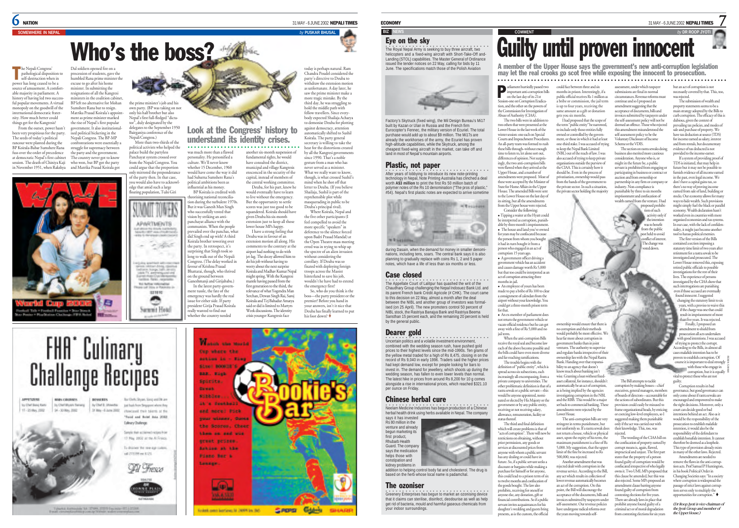SOMEWHERE IN NEPAL

*by* PUSKAR BHUSAL

# Who's the boss?

## Look at the Congress' history to understand its identity crises.

The Nepali Congress' pathological disposition to self-destruction when in power has long ceased to be a source of amusement. A comfortable majority in parliament. A history of having led two successful popular movements. A virtual monopoly on the goodwill of the international democratic fraternity. How much better could things get for the Kangresis?

From the outset, power hasn't been very propitious for the party. The seeds of today's political rancour were planted during the BP Koirala-Babar Sumshere Rana fuss over the order of precedence at democratic Nepal's first cabinet session. The death of Chiniya Kaji in November 1951, when Rakshya Dal soldiers opened fire on a procession of students, gave the humbled Rana prime minister the excuse to go after his home minister. In submitting the resignations of all the Kangresi ministers in the coalition cabinet, BP left no alternative for Mohan Sumshere Rana but to resign. Matrika Prasad Koirala's appointment as prime minister marked the rise of Nepal's first popular government. It also institutionalised political bickering in the Nepali Congress. The BP-MP confrontations were essentially a struggle for supremacy between the party and the government. The country never got to know who won, but BP got the party and Matrika Prasad Koirala got the prime minister's job and his own party. (BP was taking on not only his half brother but also Nepal's first full-fledged "dictator", duly designated by the delegates to the September 1950 Bairganiya conference of the Nepali Congress.)

More than two-thirds of the political activists who helped the palace build the partyless Panchayat system crossed over from the Nepali Congress. You could argue that the proportion only mirrored the preponderance of the party then. In that case, you would also have to acknowledge that amid such a large floating population, Tulsi Giri was much more than a flawed personality. He personified a culture. We'll never know whether 15 December, 1960 would have come the way it did had Subarna Sumshere Rana's political ambitions been as influential as his money.

BP Koirala is credited with theorising national reconciliation during the turbulent 1970s. But it was Ganesh Man Singh who successfully tested that vision by striking an anti-panchayat alliance with the communists. When the people prevailed over the panchas, what did Singh end up with? A third Koirala brother towering over the party. In retrospect, it's surprising that Singh took so long to walk out of the Nepali Congress. (The delay worked in favour of Krishna Prasad Bhattarai, though, who thrived on the ground between Ganeshmanji and Girijababu.)

In the latest party-government tussle, the fate of the emergency was hardly the real issue for either side. If party president Girija Prasad Koirala really wanted to find out whether the country needed another six-month suspension of fundamental rights, he would have consulted the district, municipal and village Kangresis ensconced in the security of the capital, instead of members of the central working committee.

Deuba, for his part, knew he would eventually have to learn to live without the emergency. But the opportunity to settle scores was just too good to be squandered. Koirala should have given Deuba his six-month extension just to keep all those lower house MPs happy.

I have a strong feeling that Deuba was in favour of an extension motion all along. His comments to the contrary at the airport had nothing to do with jet-lag. The decoy allowed him to do his job without having to worry about the next surprise Koirala and Madhav Kumar Nepal might spring. With the Kangresi mantle having passed from the first generation to the third, the relevance of what Yogendra Man Sherchan, Dewan Singh Rai, Saroj Koirala and Tej Bahadur Amatya said or did is limited to Martyrs Week discussions. The identity crisis younger Kangresis face today is perhaps natural. Ram Chandra Poudel considered the party's directive to Deuba to withdraw the extension motion as substantive. A day later, he saw the prime minister make a more tragic mistake. By the third day, he was struggling to hold the middle path with fellow travellers. Since everybody expected Shailaja Acharya to demonise Deuba for plotting against democracy, attention automatically shifted to Sushil Koirala. The party general secretary is willing to take the heat for the distortions created by all the Kangresi governments since 1990. That's a noble gesture from a man who has never served as a minister. What we really want to know, though, is what crossed Sushil's mind when he shot off that letter to Deuba. (If you believe Shailaja, Sushil is part of the reprehensible plot while masquerading in public to be Deuba's principal rival).

Where Koirala, Nepal and the five other participants (I feel compelled to avoid the more specific "speakers" in deference to the silence forced upon Badri Prasad Mandal) at the Open Theatre mass meeting erred was in trying to whip up the spectre of an alien invasion without considering the corollary. If Deuba was so fixated with deploying foreign troops across the Maoist hinterland to save his job, wouldn't he have had to extend the emergency first?

So, who do you think is the boss—the party president or the premier? Before you hand in your answers, isn't it nice that Deuba has finally learned to put his foot down? ♦

ECONOMY

BIZ NEWS

### Eye on the sky

The Royal Nepal Army is seeking to buy three aircraft, two helicopters and a fixed-wing aircraft with Short-Take-Off and-Landing (STOL) capabilities. The Master General of Ordinance issued the tender notices on 22 May, calling for bids by 11 June. The specifications match those of the Polish Aviation Factory's Skytruck (fixed wing), the Mil Design Bureau's Mi17 built by Kazan or Ulan in Russia and the French firm Eurocopter's Fennec, the military version of Ecuriel. The total purchase would add up to about $9 million. The Mi17s are already the workhorses of the army, the Ecuriel has proven high-altitude capabilities, while the Skytruck, among the cheapest fixed-wing aircraft in the market, can take off and land in most of Nepal's mountain airports.

### Plastic, not paper

After years of lobbying to introduce its new note-printing technology in Nepal, Note Printing Australia has clinched a deal worth A$3 million to print the first Rs 50 million batch of polymer notes of the Rs 10 denomination ("The pros of plastic," #54). Nepal's first plastic notes are expected to arrive sometime during Dasain, when the demand for money in smaller denominations, including tens, soars. The central bank says it is also planning to gradually replace with coins Rs 1, 2 and 5 paper notes, which have a life of less than six months or less.

### Case closed

The Appellate Court of Lalitpur has quashed the writ of the Chaudhary Group challenging the Nepal Indosuez Bank Ltd. and its parent French bank Crédit Agricole (# CHK). The court came to this decision on 22 May, almost a month after the deal between the NIBL and another group of investors was formalised (on 25 April). The new promoters control 50 percent of NIBL stock, the Rastriya Banajya Bank and Rastriya Beema Sansthan 15 percent each, and the remaining 20 percent is held by the general public.

### Dearer gold

Uncertain politics and a volatile investment environment, combined with the wedding season rush, have pushed gold prices to their highest levels since the mid-1990s. Ten grams of the yellow metal traded for a high of Rs 8,475, closing in on the record of Rs 9,040 in early 1996. Traders said the higher prices had kept demand low, except for people looking for bars to invest in. The demand for jewellery, which shoots up during the wedding season, has fallen to even lower levels than normal. The latest hike in prices from around Rs 8,200 for 10 g comes alongside a rise in international prices, which reached $321.10 per ounce on Friday.

### Chinese herbal cure

Neelam Medicine Industries has begun production of a Chinese herbal health drink using herbs available in Nepal. The company says it has invested Rs 80 million in the venture and already begun marketing its first product, Rhubarb Health Guard. The company says the medication helps those with constipation and kidney problems in addition to helping control body fat and cholesterol. The drug is based on the herb whose local name is padamchal.

### The ozoniser

Greenery Enterprises has begun to market an ozonising device that it claims can sterilise, disinfect, deodourise as well as help get rid of bacteria, mould and harmful gaseous chemicals from your indoor surroundings.

COMMENT

*by* DR ROOP JYOTI

# Guilty until proven innocent

**A member of the Upper House says the government's new anti-corruption legislation may let the real crooks go scot free while exposing the innocent to prosecution.**

Parliament hurriedly passed two important anti-corruption bills on the last day of its 21st Session-one on Corruption Eradication, and the other on the powers of the Commission for Investigation of Abuse of Authority (CIAA).

The two bills were in addition to two others that were presented at the Lower House in the last week of the winter session: one each on Special Courts and Impeachment Procedures. An all-party team was formed to rush these bills through—without enough time to listen to, let alone sort out, differences of opinion. Not surprisingly, the two anti-corruption bills were flawed when they arrived at the Upper House, and a number of amendments were proposed. Most of these were accepted by the Minister of State for Home Affairs in the Upper House. The amended Bills were sent to the Lower House on the last day of its sitting, but all the amendments from the Upper house were rejected.

Consider the following:

- Tipping a waiter at the Hyatt could be interpreted as corruption, punishable by three month's imprisonment.
- The house and land you've owned for years may be confiscated because the person from whom you bought it had in turn bought it from a person who engaged in an act of corruption 15 years ago.
- A government officer driving a government vehicle has an accident and causes damage worth Rs 5,000 but that too could be interpreted as an act of corruption attracting three months in jail.
- An employee of yours has been made to pay a bribe of Rs 100 to clear a consignment of calendars from the airport without your knowledge. You could get a three-month prison term for that.
- An ex-member of parliament does not return the government vehicle or vacate official residence but he can get away with a fine of Rs 5,000 and no jail term.

When the anti-corruption Bills receive the royal seal and become law each of the above become possible and the bills could have even more diverse and far-reaching ramifications.

The trouble begins with the definition of "public entity", which is spread across six subsections, each increasingly all-encompassing, from a private company to universities. The other problematic definition is that of a rastra sewak or a public servant—this would be anyone appointed, nominated or elected by His Majesty or the government or by any public entity, receiving or not receiving salary, allowance, remuneration, facility or status thereof.

The third and final definition which will create problems is that of "acts of corruption". There will now be restrictions on obtaining, without prior permission, any goods or services at discounted prices from anyone with whom a public servant has any dealing or could have in future. So, if a public servant seeks a discount or bargains while making a purchase for himself or for anyone, this could lead to a prison term of six to twelve months and confiscation of the goods bought. The law also prohibits, receiving for oneself or anyone else, any donation, gift or financial contributions. So if a public servant invites acquaintances for his daughter's wedding and guests bring presents, as is the custom, the official could face between three and six months in prison. Interestingly, if a public official receives Rs 1 million as a bribe or commission, the jail terms is up to four years, receiving the same amount as a gift or donation gets you six months.

I had proposed that the scope of the term "public entity" be narrowed, to include only those entities fully owned or controlled by the government, or those in which it had at least one-third stake. I was accused of trying to keep the Nepal Rastra Bank (NBL) out of the reach of law. I was also accused of trying to keep private organisations outside the purview of the CIAA. This is certainly how it should be. Even in the process of privatisation, ownership would pass from the hands of the government to the private sector. In such a situation, the private sector holding the majority ownership would ensure that there is no corruption and their methods would probably be more effective. We hear far more about corruption in government banks than in joint ventures. The authority to supervise and regulate banks irrespective of their ownership lies with the Nepal Rastra Bank. Handing over that responsibility to an agency that doesn't know much about banking isn't wise. Granting a loan without fixed-asset collateral, for instance, shouldn't automatically be an act of corruption, as is being implied by the agencies investigating corruption in the NBL and the RBB. This would be a major set back to commercial banking. These amendments were rejected by the Lower House.

The anti-corruption bills are very stringent in terms punishment, but not uniformly so. If a rastra sewak does not return a house, vehicle or physical asset, upon the expiry of his term, the maximum punishment is a fine of Rs 5,000. My suggestion, that the upper limit of the fine be increased to Rs 500,000, was rejected.

Another amendment that was rejected dealt with corruption in the revenue service. According to the Bill, any act which results in collection of lower revenue automatically becomes an act of the corruption. On this point, the Bill will discourage the acceptance of documents, bills and invoices submitted by taxpayers under self-assessment. Our revenue policies have undergone radical reforms over the years moving towards self-assessment, under which taxpayer submissions are final in normal circumstances. Revenue reforms must continue and so I proposed an amendment suggesting that the acceptance of documents, bills and invoices submitted by taxpayers under the self-assessment policy will not be deemed an offence. Those who rejected this amendment misunderstood the self-assessment policy to be the Voluntary Disclosure of Income Scheme or the VDIS.

The section on rastra sewaks doing business also merited more cautious consideration. Anyone who is, or might in the future be, a public servant is prohibited from engaging or participating in business or contract or auction and from ownership or partnership in any firm or company or industry. Non-compliance is punishable by three to six months imprisonment and confiscation of wealth earned from the venture. I had proposed prohibition of such activity only if the intention was to benefit from the public post held to avoid conflict of interest. The change was voted down.

The Bill attempts to tackle corruption by making bosses—chief executives, general managers, members of boards of directors—accountable for the actions of subordinates. But this provision could easily be misused to frame organisational heads, by enticing or coercing low-level employees, so I suggested making them punishable only if the act was carried out with their knowledge. This, too, was rejected.

The wording of the CIAA bill on the confiscation of property earned by corrupt means is, again, flawed, impractical and unjust. The first part states that the property of a person found guilty of corruption would be confiscated irrespective of who legally owns it. Two UML MPs proposed that this clause be amended, but this was also rejected. Some MPs proposed an amendment clause barring anyone found guilty of corruption from contesting elections for five years. There are already laws in place that prohibit anyone found guilty of a criminal act or of moral degradation from contesting elections for six years but an act of corruption is not necessarily covered by that. This, too, was rejected.

The submission of wealth and property statements seems to be a main strategy adopted by the Bills to curb corruption. The efficacy of this is dubious, given the context of prevailing tax policies, and modes of sale and purchase of property. We have tax deduction at source (TDS) for income earned as salary, interest and from rentals, but documentary evidence of tax deducted is not provided to the income-earner.

If a system of providing proof of TDS is initiated, that may help in future but it may not be possible to furnish evidence of all income earned in the past, even legal income. We don't have a capital gains tax, so there's no way of proving income earned from sale of land, building or stocks. Our economy allows for many ways to hide wealth. Such provisions might simply fuel the black or parallel economy. Wealth declaration hasn't worked even in countries with more organised economies and tax systems. In our case, with the lack of confidentiality, it might just become another tool to harass political enemies.

The first version of the Bills contained a section imposing a statutory time limit of two years after retirement for a rastra sewak to be investigated and prosecuted. The Lower House removed this, exposing retired public officials to possible investigations for the rest of their lives. The experience of persons investigated by the CIAA show that such interrogations are punishing even if those accused are eventually found innocent. I suggested changing the statutory limit to six years, with a provision to waive this if the charge was one that could result in imprisonment of more than five years. It was rejected.

Finally, I proposed an amendment to shield from prosecution all acts undertaken with good intentions. I was accused of trying to protect the corrupt. According to the Bills, in almost all cases malafide intention has to be proven to establish corruption. Of course it is important to deal strongly with those who engage in corruption, but it is equally vital to protect those who are not guilty.

Corruption results in bad governance, but good governance can only come about if rastra sewaks are encouraged and empowered to make the right decisions. Moreover, only a court can decide good or bad intentions behind an act. Also as it would be the responsibility of the prosecution to establish malafide intention, it would also be the responsibility of the defendant to establish bonafide intention. It cannot therefore be deemed as a loophole. This type of provision already exists in many of the other laws. Rejected.

Amendments are needed to remove the flaws in the anti-corruption acts. Prof Samuel P Huntington, in his book Political Order in Changing Societies says: "In a society where corruption is widespread the passage of strict laws against corruption serves only to multiply the opportunities for corruption." ♦

*(Dr Roop Jyoti is vice-chairman of the Jyoti Group and member of the Upper House.)*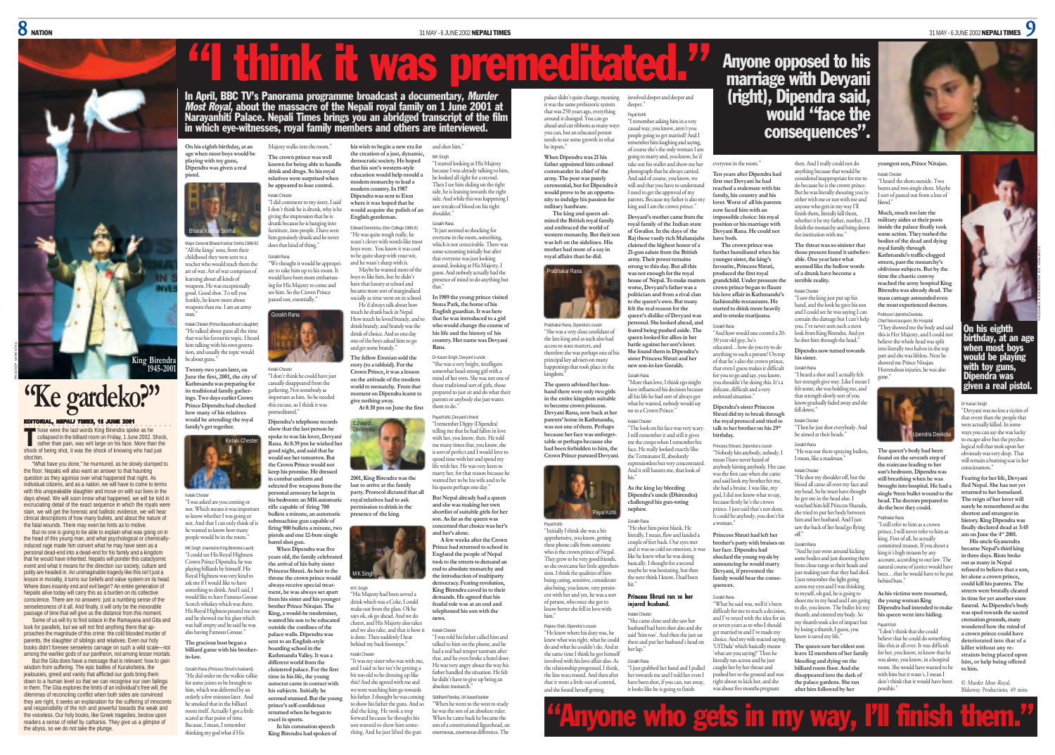# "I think it was premeditated."

**In April, BBC TV's Panorama programme broadcast a documentary, *Murder Most Royal*, about the massacre of the Nepali royal family on 1 June 2001 at Narayanhiti Palace. Nepali Times brings you an abridged transcript of the film in which eye-witnesses, royal family members and others are interviewed.**

King Birendra 1945-2001

# "Ke gardeko?"

**EDITORIAL, NEPALI TIMES, 15 JUNE 2001**

Those were the last words King Birendra spoke as he collapsed in the billiard room on Friday, 1 June 2002. Shock, rather than pain, was writ large on his face. More than the shock of being shot, it was the shock of knowing who had just shot him.

"What have you done," he murmured, as he slowly slumped to the floor. Nepalis will also want an answer to that haunting question as they agonise over what happened that night. As individual citizens, and as a nation, we will have to come to terms with this unspeakable slaughter and move on with our lives in the days ahead. We will soon know what happened, we will be told in excruciating detail of the exact sequence in which the royals were slain, we will get the forensic and ballistic evidence, we will hear clinical descriptions of how many bullets, and about the nature of the fatal wounds. There may even be hints as to motive.

But no one is going to be able to explain what was going on in the head of this young man, and what psychological or chemically-induced rage made him convert what he may have seen as a personal dead-end into a dead-end for his family and a kingdom that he would have inherited. Nepalis will ponder this cataclysmic event and what it means for the direction our society, culture and polity are headed in. An unimaginable tragedy like this isn't just a lesson in morality, it turns our beliefs and value system on its head. Where does insanity end and evil begin? An entire generation of Nepalis alive today will carry this as a burden on its collective conscience. There are no answers: just a numbing sense of the senselessness of it all. And finally, it will only be the inexorable passage of time that will give us the distance from this moment.

Some of us will try to find solace in the Ramayana and Gita and look for parallels, but we will not find anything there that approaches the magnitude of this crime: the cold blooded murder of parents, the slaughter of siblings and relatives. Ever our holy books didn't foresee senseless carnage on such a wild scale—not among the warlike gods of our pantheon, not among lesser mortals.

But the Gita does have a message that is relevant: how to gain wisdom from suffering. The epic battles of Kurukshetra, the jealousies, greed and vanity that afflicted our gods bring them down to a human level so that we can recognise our own failings in them. The Gita explores the limits of an individual's free will, the dilemmas of reconciling conflict when both sides are convinced they are right, it seeks an explanation for the suffering of innocents and responsibility of the rich and powerful towards the weak and the voiceless. Our holy books, like Greek tragedies, bestow upon readers a sense of relief by catharsis. They give us a glimpse of the abyss, so we do not take the plunge.

**On his eighth birthday, at an age when most boys would be playing with toy guns, Dipendra was given a real pistol.**

Bharat Keshar Simha

Major General Bharat Keshar Simha 1988-92
"All the kings' sons, from their childhood they were sent to a teacher who would teach them the art of war. Art of war comprises of learning about all kinds of weapons. He was exceptionally good. Good shot. To tell you frankly, he knew more about weapons than me. I am an army man."

Ketaki Chester (Prince Basundhara's daughter)
"He talked about guns all the time that was his favourite topic. I heard him talking with his own generation, and usually the topic would be about guns."

**Twenty-two years later, on June the first, 2001, the city of Kathmandu was preparing for its traditional family gathering. Two days earlier Crown Prince Dipendra had checked how many of his relatives would be attending the royal family's get-together.**

Ketaki Chester

Ketaki Chester
"I was asked are you coming or not. Which means it was important to know whether I was going or not. And that I can only think of is he wanted to know how many people would be in the room."

MK Singh (married to King Birendra's aunt)
"I could see His Royal Highness Crown Prince Dipendra, he was playing billiards by himself. His Royal Highness was very kind to ask me if I would like to have something to drink. And I said, I would like to have Famous Grouse Scotch whiskey which was there. His Royal Highness poured me one and he showed me his glass which was half empty and he said he was also having Famous Grouse."

**The gracious host began a billiard game with his brother-in-law.**

Gorakh Rana (Princess Shruti's husband)
"He did order on the walkie-talkie for some joints to be brought to him, which was delivered by an orderly a few minutes later. And he smoked that in the billiard room itself. Actually I got a little scared at that point of time. Because, I mean, I remember thinking my god what if His Majesty walks into the room."

**The crown prince was well known for being able to handle drink and drugs. So his royal relatives were surprised when he appeared to lose control.**

Ketaki Chester
"I did comment to my sister, I said I don't think he is drunk, why is he giving the impression that he is drunk because he is banging into furniture, into people. I have seen him genuinely drunk and he never does that kind of thing."

Gorakh Rana
"We thought it would be appropriate to take him up to his room. It would have been more embarrassing for His Majesty to come and see him. So the Crown Prince passed out, essentially."

Gorakh Rana

Ketaki Chester
"I don't think he could have just casually disappeared from the gathering. Not somebody as important as him. So he needed this excuse, so I think it was premeditated."

**Dipendra's telephone records show that the last person he spoke to was his lover, Devyani Rana. At 8:39 pm he wished her good night, and said that he would see her tomorrow. But the Crown Prince would not keep his promise. He dressed in combat uniform and selected five weapons from the personal armoury he kept in his bedroom: an M16 automatic rifle capable of firing 700 bullets a minute, an automatic submachine gun capable of firing 900 bullets a minute, two pistols and one 12-bore single barrel shot gun.**

**When Dipendra was five years old, the family celebrated the arrival of his baby sister Princess Shruti. As heir to the throne the crown prince would always receive special treatment, he was always set apart from his sister and his younger brother Prince Nirajan. The King, a would-be moderniser, wanted his son to be educated outside the confines of the palace walls. Dipendra was sent to an English-style boarding school in the Kathmandu Valley. It was a different world from the cloistered palace. For the first time in his life, the young autocrat came in contact with his subjects. Initially he seemed stunned. But the young prince's self-confidence returned when he began to excel in sports.**

**In his coronation speech King Birendra had spoken of his wish to begin a new era for the creation of a just, dynamic, democratic society. He hoped that his son's western-style education would help mould a modern monarchy to lead a modern country. In 1987 Dipendra was sent to Eton where it was hoped that he would acquire the polish of an English gentleman.**

Edward Demetriou, Eton College 1986-91
"He was quite tough really, he wasn't clever with words like most boys were. You know it was cool to be quite sharp with your wit, and he wasn't sharp with it.

Maybe he wanted more of the boys to like him, but he didn't have that luxury at school and became more sort of marginalised socially as time went on in school.

He'd always talk about how much he drank back in Nepal. How much he loved brandy, and to drink brandy, and brandy was the drink of choice. And so one day one of the boys asked him to go and get some brandy."

**The fellow Etonian sold the story (to a tabloid). For the Crown Prince, it was a lesson on the attitude of the modern world to monarchy. From that moment on Dipendra learnt to give nothing away.**

**At 8:30 pm on June the first 2001, King Birendra was the last to arrive at the family party. Protocol dictated that all royal relatives had to ask permission to drink in the presence of the king.**

Edward Demetriou

MK Singh

M K Singh
"His Majesty had been served a drink which was a Coke, I could make out from the glass. Ok he says ok, ok go ahead. And we do cheers, and His Majesty also takes and we also take, and that is how it is done. Then suddenly I hear behind my back footsteps."

Ketaki Chester
"It was my sister who was with me, and I said to her isn't he getting a bit too old to be dressing up like this? And she agreed with me and we were watching him go towards his father. I thought he was coming to show his father the guns. And so did the king. He took a step forward because he thought his son wanted to show him something. And he just lifted the gun and shot him."

MK Singh
"I started looking at His Majesty because I was already talking to him, he looked all right for a second. Then I see him sliding on the right side, he is leaning towards the right side. And while this was happening I saw streaks of blood on his right shoulder."

Gorakh Rana
"It just seemed so shocking for everyone in the room, something, which is not conceivable. There was some screaming initially but after that everyone was just looking around, looking at His Majesty, I guess. And nobody actually had the presence of mind to do anything but that."

**In 1989 the young prince visited Stona Park, the home of his English guardian. It was here that he was introduced to a girl who would change the course of his life and the history of his country. Her name was Devyani Rana.**

Dr Karan Singh, Devyani's uncle
"She was a very bright, intelligent somewhat head-strong girl with a mind of her own. She was not one of those traditional sort of girls, those prepared to just sit and do what their parents or anybody else just wants them to do."

Payal Kohli, Devyani's friend
"I remember Dippy (Dipendra) telling me that he had fallen in love with her, you know, then. He told me many times that, you know, she is sort of perfect and I would love to spend time with her and spend my life with her. He was very keen to marry her, for that reason because he wanted her to be his wife and to be his queen perhaps one day."

**But Nepal already had a queen and she was making her own shortlist of suitable girls for her son. As far as the queen was concerned that choice was her's and her's alone.**

**A few weeks after the Crown Prince had returned to school in England the people of Nepal took to the streets to demand an end to absolute monarchy and the introduction of multiparty democracy. Fearing revolution, King Birendra caved in to their demands. He agreed that his feudal role was at an end and telephoned his son with the news.**

Ketaki Chester
"I was told his father called him and talked to him on the phone, and he had a real bad temper tantrum after that, and he even broke a hotel door. He was very angry about the way his father handled the situation. He felt he didn't have to give up being an absolute monarch."

Siddhant Pandey, UK-based banker
"When he went to the west to study he was the son of an absolute ruler. When he came back he became the son of a constitutional figurehead, an enormous, enormous difference. The palace didn't quite change, meaning it was the same prehistoric system that was 250 years ago, everything around it changed. You can go ahead and cut ribbons as many ways you can, but an educated person needs to see some growth in what he inputs."

**When Dipendra was 21 his father appointed him colonel commander in chief of the army. The post was purely ceremonial, but for Dipendra it would prove to be an opportunity to indulge his passion for military hardware.**

**The king and queen admired the British royal family and embraced the world of western monarchy. But their son was left on the sidelines. His mother had more of a say in royal affairs than he did.**

Prabhakar Rana

Prabhakar Rana, Dipendra's cousin
"She was a very close confidant of the late king and as such also had access to state matters, and therefore she was perhaps one of his principal key advisers on many happenings that took place in the kingdom."

**The queen advised her husband there were only two girls in the entire kingdom suitable to become crown princess. Devyani Rana, now back at her parents' home in Kathmandu, was not one of them. Perhaps because her face was unforgettable or perhaps because she had been forbidden to him, the Crown Prince pursued Devyani. involved deeper and deeper and deeper."**

Payal Kohli
"I remember asking him in a very casual way, you know, aren't you people going to get married? And I remember him laughing and saying, of course she's the only woman I am going to marry and, you know, he'd take out his wallet and show me her photographs that he always carried. And said of course, you know, we will and that you have to understand I need to get the approval of my parents. Because my father is also my king and I am the crown prince."

**Devyani's mother came from the royal family of the Indian state of Gwalior. In the days of the Raj these vastly rich Maharajahs claimed the highest honour of a 21-gun salute from the British army. Their power remains strong to this day. But all this was not enough for the royal house of Nepal. To make matters worse, Devyani's father was a politician and from a rival clan to the queen's own. But many felt the real reason for the queen's dislike of Devyani was personal. She looked down, and feared being pushed aside. The queen looked for allies in her battle against her son's lover. She found them in Dipendra's sister Princess Shruti and her new son-in-law Gorakh.**

Gorakh Rana
"More than love, I think ego might have influenced his decision because all his life he had sort of always got what he wanted, nobody would say no to a Crown Prince."

Ketaki Chester
"The look on his face was very scary. I still remember it and still it gives me the creeps when I remember his face. He really looked exactly like the Terminator II, absolutely expressionless but very concentrated. And it still haunts me, that look of his."

**As the king lay bleeding Dipendra's uncle (Dhirendra) challenged his gun-toting nephew.**

Gorakh Rana
"He shot him point blank. He literally, I mean, flew and landed a couple of feet back. Our eyes met and it was so cold no emotion, it was like he knew what he was doing basically. I thought for a second maybe he was hesitating, but then the next think I know, I had been hit."

Payal Kohli

Payal Kohli
"Initially I think she was a bit apprehensive, you know, getting these phone calls from someone who is the crown prince of Nepal. They grew to be very good friends, so she overcame her little apprehension. I think the qualities of him being caring, sensitive, considerate also being, you know, very persistent with her and yes, he was a sort of person, who once she got to know better she fell in love with him."

Rajeev Shah, Dipendra's cousin
"He knew where his duty was, he knew what was right, what he could do and what he couldn't do. And at the same time I think he got himself involved with his love affair also. As the relationship progressed, I think, the line was crossed. And then after that it went a little out of control, and she found herself getting

### Princess Shruti ran to her injured husband.

Ketaki Chester
"She came close and she saw her husband had been shot also and she said 'him too'. And then she just sat there and put her husband's head on her lap."

Gorakh Rana
"I just grabbed her hand and I pulled her towards me and I told her even I have been shot, if you can, run away, it looks like he is going to finish everyone in the room."

# Anyone opposed to his marriage with Devyani (right), Dipendra said, would "face the consequences".

**Ten years after Dipendra had first met Devyani he had reached a stalemate with his family, his country and his lover. Worst of all his parents now faced him with an impossible choice: his royal position or his marriage with Devyani Rana. He could not have both.**

**The crown prince was further humiliated when his younger sister, the king's favourite, Princess Shruti, produced the first royal grandchild. Under pressure the crown prince began to flaunt his love affair in Kathmandu's fashionable restaurants. He started to drink more heavily and to smoke marijuana.**

Gorakh Rana
"And how would one control a 20-30 year old guy, he's educated…how do you try to do anything to such a person? On top of that he's also the crown prince, that even I guess makes it difficult for you to go and say, you know, you shouldn't be doing this. It's a delicate, difficult and a very awkward situation."

**Dipendra's sister Princess Shruti did try to break through the royal protocol and tried to talk to her brother on his 29th birthday.**

Princess Shivani, Dipendra's cousin
"Nobody hits anybody, nobody. I mean I have never heard of anybody hitting anybody. Her case was the first case when she came and said look my brother hit me, she had a bruise. I was like, my god, I did not know what to say, because firstly he's the crown prince. I just said that's not done. It could be anybody, you don't hit a woman."

**Princess Shruti had left her brother's party with bruises on her face. Dipendra had shocked the young royals by announcing he would marry Devyani, if prevented the family would bear the consequences.**

Gorakh Rana
"What he said was, well it's been difficult for me to reach a decision, and I've toyed with the idea for six or seven years as to who I should get married to and I've made my choice. And my wife reacted saying 'UFDada' which basically means 'what are you saying?' Then he literally ran across and he just caught her by her throat and pushed her to the ground and was right about to kick her, and she was about five months pregnant then. And I really could not do anything because that would be considered inappropriate for me to do because he is the crown prince. But he was literally shouting you're either with me or not with me and anyone who gets in my way I'll finish them, literally kill them, whether it be my father, mother, I'll finish the monarchy and bring down the institution with me."

**The threat was so sinister that those present found it unbelievable. One year later what seemed like the hollow words of a drunk have become a terrible reality.**

Ketaki Chester
"I saw the king just put up his hand, and the look he gave his son and I could see he was saying I can contain the damage but I can't help you. I've never seen such a stern look from King Birendra. And yet he shot him through the head."

**Dipendra now turned towards his sister.**

Gorakh Rana
"I heard a shot and I actually felt her strength give way. Like I mean I felt some, she was holding me, and that strength slowly sort of you know gradually faded away and she fell down."

Ketaki Chester
"Then he just shot everybody. And he aimed at their heads."

Gorakh Rana
"He was out there spraying bullets, I mean, like a madman."

Ketaki Chester
"He shot my shoulder off, but the blood all came all over my face and my head. So he must have thought he got me in the head also. I watched him kill Princess Sharada, she tried to put her body between him and her husband. And I just saw the back of her head go flying off."

Gorakh Rana
"And he just went around kicking some bodies and just shooting them from close range at their heads and just making sure that they had died. I just remember the light going across my eyes and I was thinking to myself, oh god, he is going to shoot me in my head and I am going to die, you know. The bullet hit my thumb, and entered my body. So my thumb took a lot of impact but by losing a thumb, I guess, you know it saved my life."

**The queen saw her eldest son leave 12 members of her family bleeding and dying on the billiard room floor. And she disappeared into the dark of the palace gardens. She ran after him followed by her youngest son, Prince Nirajan.**

Ketaki Chester
"I heard the shots outside. Two bursts and two single shots. Maybe I sort of passed out from a loss of blood."

**Much, much too late the military aides at their posts inside the palace finally took some action. They rushed the bodies of the dead and dying royal family through Kathmandu's traffic-clogged streets, past the monarchy's oblivious subjects. But by the time the chaotic convoy reached the army hospital King Birendra was already dead. The mass carnage astounded even the most experienced doctors.**

Professor Upendra Devkota, Chief Neurosurgeon, Bir Hospital
"They showed me the body and said this is Her Majesty, and I could not believe the whole head was split into literally two halves in the top part and she was lifeless. Next he showed me Prince Nirajan. Horrendous injuries, he was also gone."

Upendra Devkota

**The queen's body had been found on the seventh step of the staircase leading to her son's bedroom. Dipendra was still breathing when he was brought into hospital. He had a single 9mm bullet wound to the head. The doctors prepared to do the best they could.**

Prabhakar Rana
"I still refer to him as a crown prince, I will never refer to him as king. First of all, he actually committed treason. If you shoot a king it's high treason by any account, according to our law. The natural course of justice would have been…that he would have to be put behind bars."

**As his victims were mourned, the young woman King Dipendra had intended to make his queen went into hiding.**

Payal Kholi
"I don't think that she could believe that he could do something like this at all ever. It was difficult for her, you know, to know that he was alone, you know, in a hospital room. She would have wanted to be with him but it wasn't, I mean I don't think that it would have been possible."

# On his eighth birthday, at an age when most boys would be playing with toy guns, Dipendra was given a real pistol.

Dr Karan Singh
"Devyani was no less a victim of that event than the people that were actually killed. In some ways you can say she was lucky to escape alive but the psychological toll that took upon her obviously was very deep. That will remain a burning scar in her consciousness."

**Fearing for her life, Devyani fled Nepal. She has not yet returned to her homeland. The reign of her lover will surely be remembered as the shortest and strangest in history. King Dipendra was finally declared dead at 3:45 am on June the 4th 2001.**

**His uncle Gyanendra became Nepal's third king in three days. Riots broke out as many in Nepal refused to believe that a son, let alone a crown prince, could kill his parents. The streets were brutally cleared in time for yet another state funeral. As Dipendra's body was sped towards the sacred cremation grounds, many wondered how the mind of a crown prince could have deteriorated into that of a killer without any restraints being placed upon him, or help being offered to him.**

© *Murder Most Royal*, Blakeway Productions, 49 mins

# "Anyone who gets in my way, I'll finish them."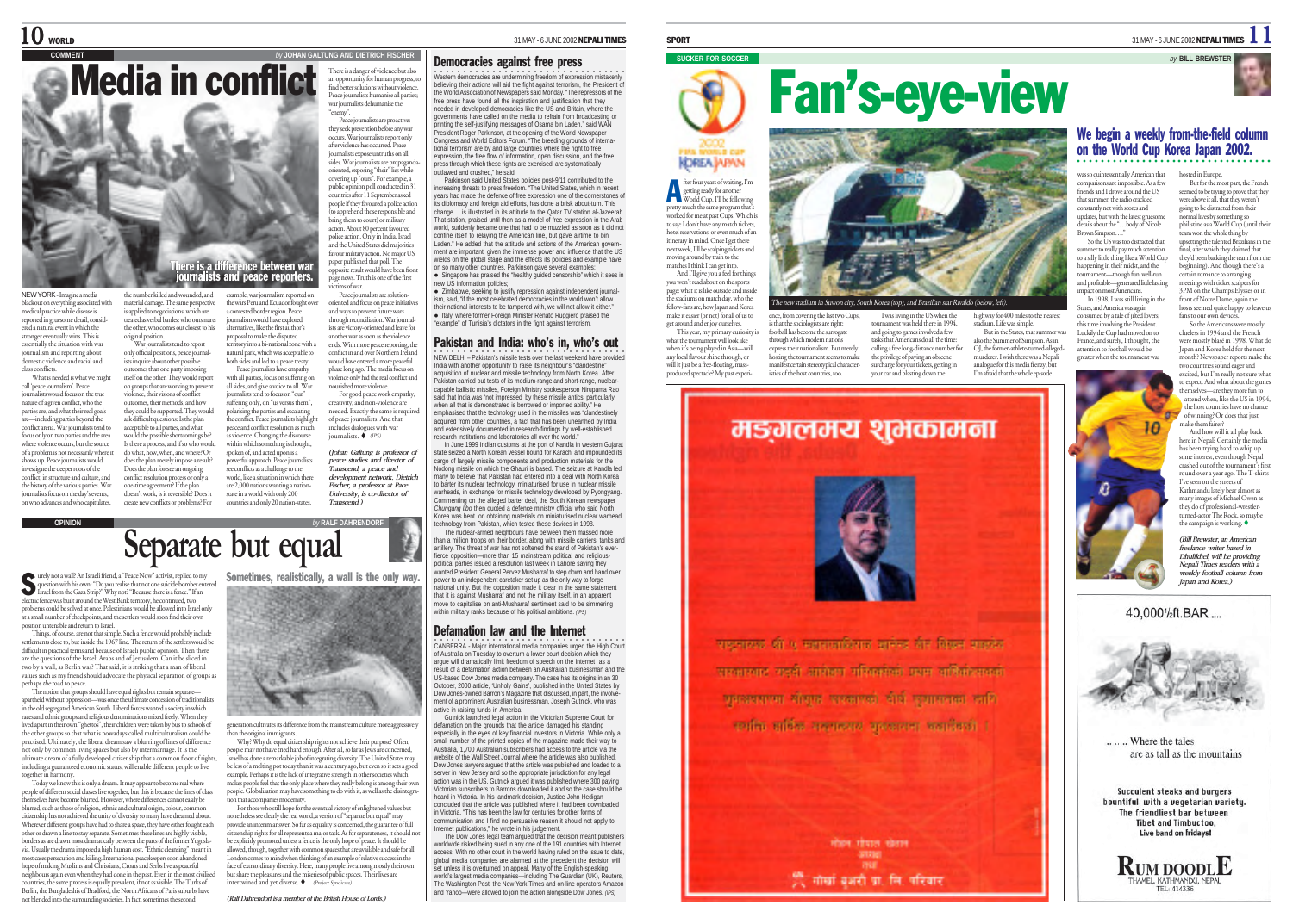COMMENT

*by* JOHAN GALTUNG AND DIETRICH FISCHER

# Media in conflict

## There is a difference between war journalists and peace reporters.

NEW YORK - Imagine a media blackout on everything associated with medical practice while disease is reported in gruesome detail, considered a natural event in which the stronger eventually wins. This is essentially the situation with war journalism and reporting about domestic violence and racial and class conflicts.

What is needed is what we might call 'peace journalism'. Peace journalists would focus on the true nature of a given conflict, who the parties are, and what their real goals are—including parties beyond the conflict arena. War journalists tend to focus only on two parties and the area where violence occurs, but the source of a problem is not necessarily where it shows up. Peace journalists would investigate the deeper roots of the conflict, its structure and culture, and the history of the various parties. War journalists focus on the day's events, on who advances and who capitulates, the number killed and wounded, and material damage. The same perspective is applied to negotiations, which are treated as verbal battles: who outsmarts the other, who comes out closest to his original position.

War journalists tend to report only official positions, peace journalists inquire about other possible outcomes than one party imposing itself on the other. They would report on groups that are working to prevent violence, their visions of conflict outcomes, their methods, and how they could be supported. They would ask difficult questions: Is the plan acceptable to all parties, and what would the possible shortcomings be? Is there a process, and if so who would do what, how, when, and where? Or does the plan merely impose a result? Does the plan foresee an ongoing conflict resolution process or only a one-time agreement? If the plan doesn't work, is it reversible? Does it create new conflicts or problems? For example, war journalism reported on the wars Peru and Ecuador fought over a contested border region. Peace journalism would have explored alternatives, like the first author's proposal to make the disputed territory into a bi-national zone with a natural park, which was acceptable to both sides and led to a peace treaty.

Peace journalists have empathy with all parties, focus on suffering on all sides, and give a voice to all. War journalists tend to focus on "our" suffering only, on "us versus them", polarising the parties and escalating the conflict. Peace journalists highlight peace and conflict resolution as much as violence. Changing the discourse within which violence is thought, spoken of, and acted upon is a powerful approach. Peace journalists see conflicts as a challenge to the world, like a situation in which there are 2,000 nations wanting a nation-state in a world with only 200 countries and only 20 nation-states.

There is a danger of violence but also an opportunity for human progress, to find better solutions without violence. Peace journalists humanise all parties; war journalists dehumanise the "enemy".

Peace journalists are proactive: they seek prevention before any war occurs. War journalists report only after violence has occurred. Peace journalists expose untruths on all sides. War journalists are propaganda-oriented, exposing "their" lies while covering up "ours". For example, a public opinion poll conducted in 31 countries after 11 September asked people if they favoured a police action (to apprehend those responsible and bring them to court) or military action. About 80 percent favoured police action. Only in India, Israel and the United States did majorities favour military action. No major US paper published that poll. The opposite result would have been front page news. Truth is one of the first victims of war.

Peace journalists are solution-oriented and focus on peace initiatives and ways to prevent future wars through reconciliation. War journalists are victory-oriented and leave for another war as soon as the violence ends. With more peace reporting, the conflict in and over Northern Ireland would have entered a more peaceful phase long ago. The media focus on violence only hid the real conflict and nourished more violence.

For good peace work empathy, creativity, and non-violence are needed. Exactly the same is required of peace journalists. And that includes dialogues with war journalists. ♦ *(IPS)*

*(Johan Galtung is professor of peace studies and director of Transcend, a peace and development network. Dietrich Fischer, a professor at Pace University, is co-director of Transcend.)*

OPINION

*by* RALF DAHRENDORF

# Separate but equal

## Sometimes, realistically, a wall is the only way.

Surely not a wall? An Israeli friend, a "Peace Now" activist, replied to my question with his own: "Do you realise that not one suicide bomber entered Israel from the Gaza Strip?" Why not? "Because there is a fence." If an electric fence was built around the West Bank territory, he continued, two problems could be solved at once. Palestinians would be allowed into Israel only at a small number of checkpoints, and the settlers would soon find their own position untenable and return to Israel.

Things, of course, are not that simple. Such a fence would probably include settlements close to, but inside the 1967 line. The return of the settlers would be difficult in practical terms and because of Israeli public opinion. Then there are the questions of the Israeli Arabs and of Jerusalem. Can it be sliced in two by a wall, as Berlin was? That said, it is striking that a man of liberal values such as my friend should advocate the physical separation of groups as perhaps the road to peace.

The notion that groups should have equal rights but remain separate—apartheid without oppression—was once the ultimate concession of traditionalists in the old segregated American South. Liberal forces wanted a society in which races and ethnic groups and religious denominations mixed freely. When they lived apart in their own "ghettos", their children were taken by bus to schools of the other groups so that what is nowadays called multiculturalism could be practised. Ultimately, the liberal dream saw a blurring of lines of difference not only by common living spaces but also by intermarriage. It is the ultimate dream of a fully developed citizenship that a common floor of rights, including a guaranteed economic status, will enable different people to live together in harmony.

Today we know this is only a dream. It may appear to become real where people of different social classes live together, but this is because the lines of class themselves have become blurred. However, where differences cannot easily be blurred, such as those of religion, ethnic and cultural origin, colour, common citizenship has not achieved the unity of diversity so many have dreamed about. Wherever different groups have had to share a space, they have either fought each other or drawn a line to stay separate. Sometimes these lines are highly visible, borders as are drawn most dramatically between the parts of the former Yugoslavia. Usually the drama imposed a high human cost. "Ethnic cleansing" meant in most cases persecution and killing. International peacekeepers soon abandoned hope of making Muslims and Christians, Croats and Serbs live as peaceful neighbours again even when they had done in the past. Even in the most civilised countries, the same process is equally prevalent, if not as visible. The Turks of Berlin, the Bangladeshis of Bradford, the North Africans of Paris suburbs have not blended into the surrounding societies. In fact, sometimes the second generation cultivates its difference from the mainstream culture more aggressively than the original immigrants.

Why? Why do equal citizenship rights not achieve their purpose? Often, people may not have tried hard enough. After all, so far as Jews are concerned, Israel has done a remarkable job of integrating diversity. The United States may be less of a melting pot today than it was a century ago, but even so it sets a good example. Perhaps it is the lack of integrative strength in other societies which makes people feel that the only place where they truly belong is among their own people. Globalisation may have something to do with it, as well as the disintegration that accompanies modernity.

For those who still hope for the eventual victory of enlightened values but nonetheless see clearly the real world, a version of "separate but equal" may provide an interim answer. So far as equality is concerned, the guarantee of full citizenship rights for all represents a major task. As for separateness, it should not be explicitly promoted unless a fence is the only hope of peace. It should be allowed, though, together with common spaces that are available and safe for all. London comes to mind when thinking of an example of relative success in the face of extraordinary diversity. Here, many people live among mostly their own but share the pleasures and the miseries of public spaces. Their lives are intertwined and yet diverse. ♦ *(Project Syndicate)*

*(Ralf Dahrendorf is a member of the British House of Lords.)*

## Democracies against free press

Western democracies are undermining freedom of expression mistakenly believing their actions will aid the fight against terrorism, the President of the World Association of Newspapers said Monday. "The repressors of the free press have found all the inspiration and justification that they needed in developed democracies like the US and Britain, where the governments have called on the media to refrain from broadcasting or printing the self-justifying messages of Osama bin Laden," said WAN President Roger Parkinson, at the opening of the World Newspaper Congress and World Editors Forum. "The breeding grounds of international terrorism are by and large countries where the right to free expression, the free flow of information, open discussion, and the free press through which these rights are exercised, are systematically outlawed and crushed," he said.

Parkinson said United States policies post-9/11 contributed to the increasing threats to press freedom. "The United States, which in recent years had made the defence of free expression one of the cornerstones of its diplomacy and foreign aid efforts, has done a brisk about-turn. This change ... is illustrated in its attitude to the Qatar TV station al-Jazeerah. That station, praised until then as a model of free expression in the Arab world, suddenly became one that had to be muzzled as soon as it did not confine itself to relaying the American line, but gave airtime to bin Laden." He added that the attitude and actions of the American government are important, given the immense power and influence that the US wields on the global stage and the effects its policies and example have on so many other countries. Parkinson gave several examples:

- Singapore has praised the "healthy guided censorship" which it sees in new US information policies;
- Zimbabwe, seeking to justify repression against independent journalism, said, "If the most celebrated democracies in the world won't allow their national interests to be tampered with, we will not allow it either."
- Italy, where former Foreign Minister Renato Ruggiero praised the "example" of Tunisia's dictators in the fight against terrorism.

## Pakistan and India: who's in, who's out

NEW DELHI - Pakistan's missile tests over the last weekend have provided India with another opportunity to raise its neighbour's "clandestine" acquisition of nuclear and missile technology from North Korea. After Pakistan carried out tests of its medium-range and short-range, nuclear-capable ballistic missiles, Foreign Ministry spokesperson Nirupama Rao said that India was "not impressed" by these missile antics, particularly when all that is demonstrated is borrowed or imported ability." He emphasised that the technology used in the missiles was "clandestinely acquired from other countries, a fact that has been unearthed by India and extensively documented in research-findings by well-established research institutions and laboratories all over the world."

In June 1999 Indian customs at the port of Kandla in western Gujarat state seized a North Korean vessel bound for Karachi and impounded its cargo of largely missile components and production materials for the Nodong missile on which the Ghauri is based. The seizure at Kandla led many to believe that Pakistan had entered into a deal with North Korea to barter its nuclear technology, miniaturised for use in nuclear missile warheads, in exchange for missile technology developed by Pyongyang. Commenting on the alleged barter deal, the South Korean newspaper *Chungang Ilbo* then quoted a defence ministry official who said North Korea was bent on obtaining materials on miniaturised nuclear warhead technology from Pakistan, which tested these devices in 1998.

The nuclear-armed neighbours have between them massed more than a million troops on their border, along with missile carriers, tanks and artillery. The threat of war has not softened the stand of Pakistan's ever-fierce opposition—more than 15 mainstream political and religious-political parties issued a resolution last week in Lahore saying they wanted President General Pervez Musharraf to step down and hand over power to an independent caretaker set up as the only way to forge national unity. But the opposition made it clear in the same statement that it is against Musharraf and not the military itself, in an apparent move to capitalise on anti-Musharraf sentiment said to be simmering within military ranks because of his political ambitions. *(IPS)*

## Defamation law and the Internet

CANBERRA - Major international media companies urged the High Court of Australia on Tuesday to overturn a lower court decision which they argue will dramatically limit freedom of speech on the Internet as a result of a defamation action between an Australian businessman and the US-based Dow Jones media company. The case has its origins in an 30 October, 2000 article, 'Unholy Gains', published in the United States by Dow Jones-owned Barron's Magazine that discussed, in part, the involvement of a prominent Australian businessman, Joseph Gutnick, who was active in raising funds in America.

Gutnick launched legal action in the Victorian Supreme Court for defamation on the grounds that the article damaged his standing especially in the eyes of key financial investors in Victoria. While only a small number of the printed copies of the magazine made their way to Australia, 1,700 Australian subscribers had access to the article via the website of the Wall Street Journal where the article was also published. Dow Jones lawyers argued that the article was published and loaded to a server in New Jersey and so the appropriate jurisdiction for any legal action was in the US. Gutnick argued it was published where 300 paying Victorian subscribers to Barrons downloaded it and so the case should be heard in Victoria. In his landmark decision, Justice John Hedigan concluded that the article was published where it had been downloaded in Victoria. "This has been the law for centuries for other forms of communication and I find no persuasive reason it should not apply to Internet publications," he wrote in his judgement.

The Dow Jones legal team argued that the decision meant publishers worldwide risked being sued in any one of the 191 countries with Internet access. With no other court in the world having ruled on the issue to date, global media companies are alarmed at the precedent the decision will set unless it is overturned on appeal. Many of the English-speaking world's largest media companies—including The Guardian (UK), Reuters, The Washington Post, the New York Times and on-line operators Amazon and Yahoo—were allowed to join the action alongside Dow Jones. *(IPS)*

SPORT

SUCKER FOR SOCCER

*by* BILL BREWSTER

# Fan's-eye-view

## We begin a weekly from-the-field column on the World Cup Korea Japan 2002.

After four years of waiting, I'm getting ready for another World Cup. I'll be following pretty much the same program that's worked for me at past Cups. Which is to say: I don't have any match tickets, hotel reservations, or even much of an itinerary in mind. Once I get there next week, I'll be scalping tickets and moving around by train to the matches I think I can get into.

And I'll give you a feel for things you won't read about on the sports page: what it is like outside and inside the stadiums on match day, who the fellow-fans are, how Japan and Korea make it easier (or not) for all of us to get around and enjoy ourselves.

This year, my primary curiosity is what the tournament will look like when it's being played in Asia—will any local flavour shine through, or will it just be a free-floating, mass-produced spectacle? My past experience, from covering the last two Cups, is that the sociologists are right: football has become the surrogate through which modern nations express their nationalism. But merely hosting the tournament seems to make manifest certain stereotypical characteristics of the host countries, too.

*The new stadium in Suwon city, South Korea (top), and Brazilian star Rivaldo (below, left).*

I was living in the US when the tournament was held there in 1994, and going to games involved a few tasks that Americans do all the time: calling a free long-distance number for the privilege of paying an obscene surcharge for your tickets, getting in your car and blasting down the highway for 400 miles to the nearest stadium. Life was simple.

But in the States, that summer was also the Summer of Simpson. As in OJ, the former-athlete-turned-alleged-murderer. I wish there was a Nepali analogue for this media frenzy, but I'm afraid that the whole episode was so quintessentially American that comparisons are impossible. As a few friends and I drove around the US that summer, the radio crackled constantly not with scores and updates, but with the latest gruesome details about the "... body of Nicole Brown Simpson. ..."

So the US was too distracted that summer to really pay much attention to a silly little thing like a World Cup happening in their midst, and the tournament—though fun, well-run and profitable—generated little lasting impact on most Americans.

In 1998, I was still living in the States, and America was again consumed by a tale of jilted lovers, this time involving the President. Luckily the Cup had moved on to France, and surely, I thought, the attention to football would be greater when the tournament was hosted in Europe.

But for the most part, the French seemed to be trying to prove that they were above it all, that they weren't going to be distracted from their normal lives by something so philistine as a World Cup (until their team won the whole thing by upsetting the talented Brazilians in the final, after which they claimed that they'd been backing the team from the beginning). And though there's a certain romance to arranging meetings with ticket scalpers for 3PM on the Champs Elysees or in front of Notre Dame, again the hosts seemed quite happy to leave us fans to our own devices.

So the Americans were mostly clueless in 1994 and the French were mostly blasé in 1998. What do Japan and Korea hold for the next month? Newspaper reports make the two countries sound eager and excited, but I'm really not sure what to expect. And what about the games themselves—are they more fun to attend when, like the US in 1994, the host countries have no chance of winning? Or does that just make them fairer?

And how will it all play back here in Nepal? Certainly the media has been trying hard to whip up some interest, even though Nepal crashed out of the tournament's first round over a year ago. The T-shirts I've seen on the streets of Kathmandu lately bear almost as many images of Michael Owen as they do of professional-wrestler-turned-actor The Rock, so maybe the campaign is working. ♦

*(Bill Brewster, an American freelance writer based in Dhulikhel, will be providing Nepali Times readers with a weekly football column from Japan and Korea.)*

मङ्गलमय शुभकामना

40,000½ft. BAR ....

..... Where the tales are as tall as the mountains

Succulent steaks and burgers bountiful, with a vegetarian variety. The friendliest bar between Tibet and Timbuctoo, Live band on fridays!

RUM DOODLE
THAMEL, KATHMANDU, NEPAL
TEL: 414336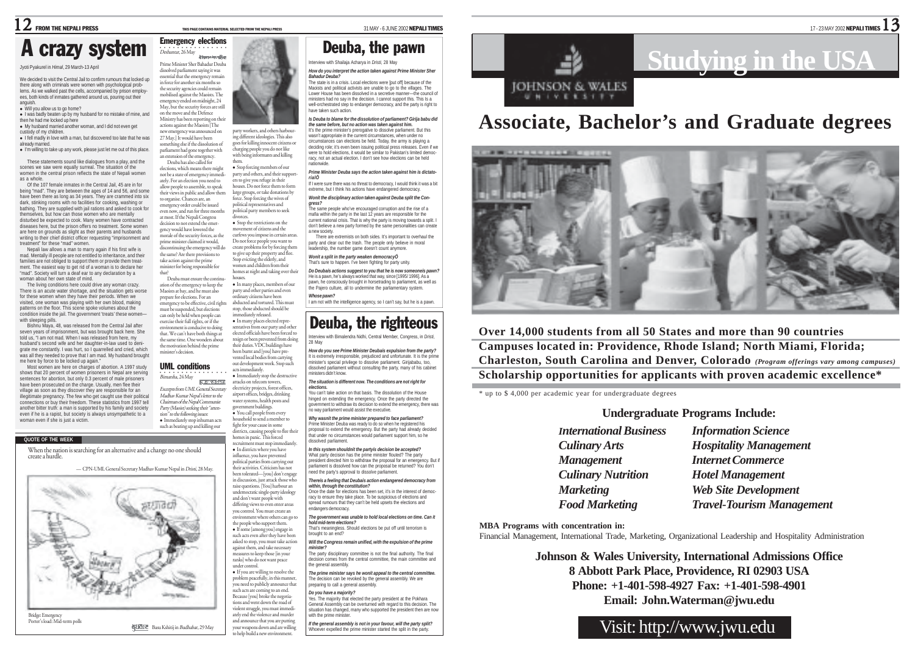# A crazy system

Jyoti Pyakurel in *Himal*, 29 March-13 April

We decided to visit the Central Jail to confirm rumours that locked up there along with criminals were women with psychological problems. As we walked past the cells, accompanied by prison employees, both kinds of inmates gathered around us, pouring out their anguish.

- Will you allow us to go home?
- I was badly beaten up by my husband for no mistake of mine, and then he had me locked up here
- My husband married another woman, and I did not even get custody of my children.
- I fell madly in love with a man, but discovered too late that he was already married.
- I'm willing to take up any work, please just let me out of this place.

These statements sound like dialogues from a play, and the scenes we saw were equally surreal. The situation of the women in the central prison reflects the state of Nepali women as a whole.

Of the 107 female inmates in the Central Jail, 45 are in for being "mad". They are between the ages of 14 and 56, and some have been there as long as 34 years. They are crammed into six dark, stinking rooms with no facilities for cooking, washing or bathing. They are supplied with jail rations and asked to cook for themselves, but how can those women who are mentally disturbed be expected to cook. Many women have contracted diseases here, but the prison offers no treatment. Some women are here on grounds as slight as their parents and husbands writing to their chief district officer requesting "imprisonment and treatment" for these "mad" women.

Nepali law allows a man to marry again if his first wife is mad. Mentally ill people are not entitled to inheritance, and their families are not obliged to support them or provide them treatment. The easiest way to get rid of a woman is to declare her "mad". Society will turn a deaf ear to any declaration by a woman about her own state of mind.

The living conditions here could drive any woman crazy. There is an acute water shortage, and the situation gets worse for these women when they have their periods. When we visited, one woman was playing with her own blood, making patterns on the floor. This scene spoke volumes about the condition inside the jail. The government 'treats' these women—with sleeping pills.

Bishnu Maya, 48, was released from the Central Jail after seven years of imprisonment, but was brought back here. She told us, "I am not mad. When I was released from here, my husband's second wife and her daughter-in-law used to denigrate me constantly. I was hurt, so I quarrelled and cried, which was all they needed to prove that I am mad. My husband brought me here by force to be locked up again."

Most women are here on charges of abortion. A 1997 study shows that 20 percent of women prisoners in Nepal are serving sentences for abortion, but only 0.3 percent of male prisoners have been prosecuted on the charge. Usually, men flee their village as soon as they discover they are responsible for an illegitimate pregnancy. The few who get caught use their political connections or buy their freedom. These statistics from 1997 tell another bitter truth: a man is supported by his family and society even if he is a rapist, but society is always unsympathetic to a woman even if she is just a victim.

## Emergency elections

*Deshantar*, 26 May

Prime Minister Sher Bahadur Deuba dissolved parliament saying it was essential that the emergency remain in force for another six months so the security agencies could remain mobilised against the Maoists. The emergency ended on midnight, 24 May, but the security forces are still on the move and the Defence Ministry has been reporting on their actions against the Maoists [The new emergency was announced on 27 May.] It would have been something else if the dissolution of parliament had gone together with an extension of the emergency.

Deuba has also called for elections, which means there might not be a state of emergency immediately. For an election you need to allow people to assemble, to speak their views in public and allow them to organise. Chances are, an emergency order could be issued even now, and run for three months at most. If the Nepali Congress decision to not extend the emergency would have lowered the morale of the security forces, as the prime minister claimed it would, discontinuing the emergency will do the same? Are there provisions to take action against the prime minister for being responsible for that?

Deuba must ensure the continuation of the emergency to keep the Maoists at bay, and he must also prepare for elections. For an emergency to be effective, civil rights must be suspended, but elections can only be held when people can exercise their full rights, or if the environment is conducive to doing that. We can't have both things at the same time. One wonders about the motivation behind the prime minister's decision.

## UML conditions

*Bimarsha*, 24 May

*Excerpts from UML General Secretary Madhav Kumar Nepal's letter to the Chairman of the Nepal Communist Party (Maoist) seeking their "attention" to the following issues:*

- Immediately stop inhuman acts such as beating up and killing our party workers, and others harbouring different ideologies. This also goes for killing innocent citizens or charging people you do not like with being informants and killing them.
- Stop forcing members of our party and others, and their supporters to give you refuge in their houses. Do not force them to form large groups, or take donations by force. Stop forcing the wives of political representatives and political party members to seek divorces.
- Stop the restrictions on the movement of citizens and the curfews you impose in certain areas. Do not force people you want to create problems for by forcing them to give up their property and flee. Stop evicting the elderly, and women and children from their homes at night and taking over their houses.
- In many places, members of our party and other parties and even ordinary citizens have been abducted and tortured. This must stop, those abducted should be immediately released.
- In many places elected representatives from our party and other elected officials have been forced to resign or been prevented from doing their duties. VDC buildings have been burnt and [you] have prevented local bodies from carrying out development work. Stop such acts immediately.
- Immediately stop the destructive attacks on telecom towers, electricity projects, forest offices, airport offices, bridges, drinking water systems, health posts and government buildings.
- You call people from every household to send a member to fight for your cause in some districts, causing people to flee their homes in panic. This forced recruitment must stop immediately.
- In districts where you have influence, you have prevented political parties from carrying out their activities. Criticism has not been tolerated—[you] don't engage in discussion, just attack those who raise questions. [You] harbour an undemocratic single-party ideology and don't want people with differing views to even enter areas you control. You must create an environment where others can go to the people who support them.
- If some [among you] engage in such acts even after they have been asked to stop, you must take action against them, and take necessary measures to keep those [in your ranks] who do not want peace under control.
- If you are willing to resolve the problem peacefully, in this manner, you need to publicly announce that such acts are coming to an end. Because [you] broke the negotiations and went down the road of violent struggle, you must immediately end the violence and murder and announce that you are putting your weapons down and are willing to help build a new environment.

## QUOTE OF THE WEEK

When the nation is searching for an alternative and a change no one should create a hurdle.

— CPN-UML General Secretary Madhav Kumar Nepal in *Dristi*, 28 May.

Bridge: Emergency
Porter's load: Mid-term polls

Basu Kshitij in *Budhabar*, 29 May

# Deuba, the pawn

Interview with Shailaja Acharya in *Dristi*, 28 May

***How do you interpret the action taken against Prime Minister Sher Bahadur Deuba?***

The state is in a crisis. Local elections were [put off] because of the Maoists and political activists are unable to go to the villages. The Lower House has been dissolved in a secretive manner—the council of ministers had no say in the decision. I cannot support this. This is a well-orchestrated step to endanger democracy, and the party is right to have taken such action.

***Is Deuba to blame for the dissolution of parliament? Girija babu did the same before, but no action was taken against him.***

It's the prime minister's prerogative to dissolve parliament. But this wasn't appropriate in the current circumstances, when under no circumstances can elections be held. Today, the army is playing a deciding role; it's even been issuing political press releases. Even if we were to hold elections, it would be similar to Pakistan's limited democracy, not an actual election. I don't see how elections can be held nationwide.

***Prime Minister Deuba says the action taken against him is dictatorial?***

If I were sure there was no threat to democracy, I would think it was a bit extreme, but I think his actions have endangered democracy.

***Won't the disciplinary action taken against Deuba split the Congress?***

The same people who've encouraged corruption and the rise of a mafia within the party in the last 12 years are responsible for the current national crisis. That is why the party is moving towards a split. I don't believe a new party formed by the same personalities can create a new society.

There are extremists on both sides. It's important to overhaul the party and clear out the trash. The people only believe in moral leadership, the number game doesn't count anymore.

***Won't a split in the party weaken democracy?***

That's sure to happen. I've been fighting for party unity.

***Do Deuba's actions suggest to you that he is now someone's pawn?***

He is a pawn, he's always worked that way, since [1995/1996]. As a pawn, he consciously brought in horsetrading to parliament, as well as the Pajero culture, all to undermine the parliamentary system.

***Whose pawn?***

I am not with the intelligence agency, so I can't say, but he is a pawn.

# Deuba, the righteous

Interview with Bimalendra Nidhi, Central Member, Congress, in *Dristi*, 28 May

***How do you see Prime Minister Deuba's expulsion from the party?***

It is extremely irresponsible, prejudiced and unfortunate. It is the prime minister's special privilege to dissolve parliament. Girijababu, too, dissolved parliament without consulting the party, many of his cabinet ministers didn't know.

***The situation is different now. The conditions are not right for elections.***

You can't take action on that basis. The dissolution of the House hinged on extending the emergency. Once the party directed the government to withdraw its decision to extend the emergency, there was no way parliament would assist the executive.

***Why wasn't the prime minister prepared to face parliament?***

Prime Minister Deuba was ready to do so when he registered his proposal to extend the emergency. But the party had already decided that under no circumstances would parliament support him, so he dissolved parliament.

***In this system shouldn't the party's decision be accepted?***

What party decision has the prime minister flouted? The party president directed him to withdraw the proposal for an emergency. But if parliament is dissolved how can the proposal be returned? You don't need the party's approval to dissolve parliament.

***There's a feeling that Deuba's action endangered democracy from within, through the constitution?***

Once the date for elections has been set, it's in the interest of democracy to ensure they take place. To be suspicious of elections and spread rumours that they can't be held upsets the elections and endangers democracy.

***The government was unable to hold local elections on time. Can it hold mid-term elections?***

That's meaningless. Should elections be put off until terrorism is brought to an end?

***Will the Congress remain unified, with the expulsion of the prime minister?***

The party disciplinary committee is not the final authority. The final decision comes from the central committee, the main committee and the general assembly.

***The prime minister says he won't appeal to the central committee.***

The decision can be revoked by the general assembly. We are preparing to call a general assembly.

***Do you have a majority?***

Yes. The majority that elected the party president at the Pokhara General Assembly can be overturned with regard to this decision. The situation has changed, many who supported the president then are now with the prime minister.

***If the general assembly is not in your favour, will the party split?***

Whoever expelled the prime minister started the split in the party.

---

JOHNSON & WALES UNIVERSITY

# Studying in the USA

# Associate, Bachelor's and Graduate degrees

**Over 14,000 students from all 50 States and more than 90 countries**

**Campuses located in: Providence, Rhode Island; North Miami, Florida; Charleston, South Carolina and Denver, Colorado** ***(Program offerings vary among campuses)***

**Scholarship opportunities for applicants with proven academic excellence***

* up to $ 4,000 per academic year for undergraduate degrees

## Undergraduate Programs Include:

| | |
|---|---|
| *International Business* | *Information Science* |
| *Culinary Arts* | *Hospitality Management* |
| *Management* | *Internet Commerce* |
| *Culinary Nutrition* | *Hotel Management* |
| *Marketing* | *Web Site Development* |
| *Food Marketing* | *Travel-Tourism Management* |

**MBA Programs with concentration in:**

Financial Management, International Trade, Marketing, Organizational Leadership and Hospitality Administration

**Johnson & Wales University, International Admissions Office**
**8 Abbott Park Place, Providence, RI 02903 USA**
**Phone: +1-401-598-4927 Fax: +1-401-598-4901**
**Email: John.Waterman@jwu.edu**

Visit: http://www.jwu.edu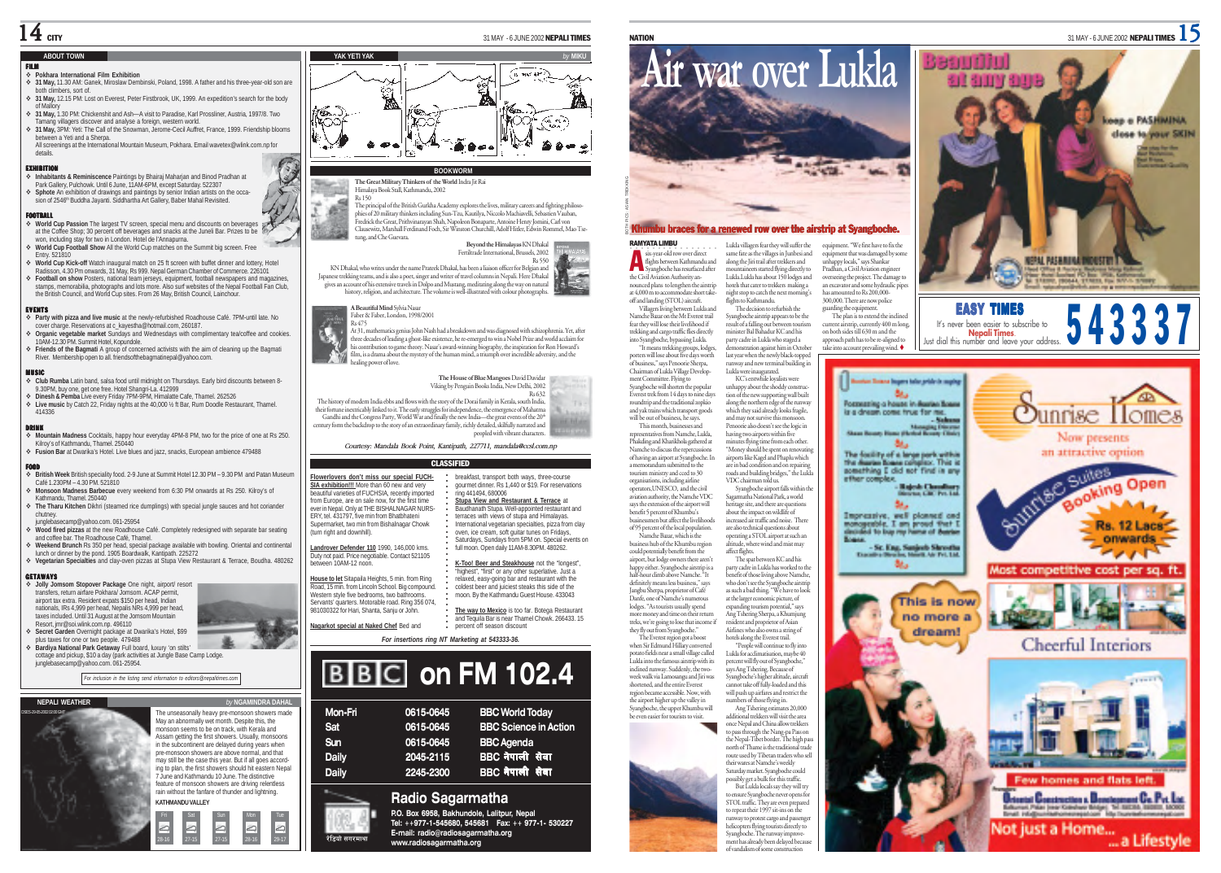## ABOUT TOWN

### FILM

- **Pokhara International Film Exhibition**
- **31 May,** 11.30 AM: Ganek, Miroslaw Dembinski, Poland, 1998. A father and his three-year-old son are both climbers, sort of.
- **31 May,** 12.15 PM: Lost on Everest, Peter Firstbrook, UK, 1999. An expedition's search for the body of Mallory
- **31 May,** 1.30 PM: Chickenshit and Ash—A visit to Paradise, Karl Prossliner, Austria, 1997/8. Two Tamang villagers discover and analyse a foreign, western world.
- **31 May,** 3PM: Yeti: The Call of the Snowman, Jerome-Cecil Auffret, France, 1999. Friendship blooms between a Yeti and a Sherpa.

All screenings at the International Mountain Museum, Pokhara. Email wavetex@wlink.com.np for details.

### EXHIBITION

- **Inhabitants & Reminiscence** Paintings by Bhairaj Maharjan and Binod Pradhan at Park Gallery, Pulchowk. Until 6 June, 11AM-6PM, except Saturday. 522307
- **Sphote** An exhibition of drawings and paintings by senior Indian artists on the occasion of 2546th Buddha Jayanti. Siddhartha Art Gallery, Baber Mahal Revisited.

### FOOTBALL

- **World Cup Passion** The largest TV screen, special menu and discounts on beverages at the Coffee Shop; 30 percent off beverages and snacks at the Juneli Bar. Prizes to be won, including stay for two in London. Hotel de l'Annapurna.
- **World Cup Football Show** All the World Cup matches on the Summit big screen. Free Entry. 521810
- **World Cup Kick-off** Watch inaugural match on 25 ft screen with buffet dinner and lottery, Hotel Radisson, 4.30 PM onwards, 31 May, Rs 999. Nepal German Chamber of Commerce. 226101
- **Football on show** Posters, national team jerseys, equipment, football newspapers and magazines, stamps, memorabilia, photographs and lots more. Also surf websites of the Nepal Football Fan Club, the British Council, and World Cup sites. From 26 May, British Council, Lainchour.

### EVENTS

- **Party with pizza and live music** at the newly-refurbished Roadhouse Café. 7PM-until late. No cover charge. Reservations at c_kayestha@hotmail.com, 260187.
- **Organic vegetable market** Sundays and Wednesdays with complimentary tea/coffee and cookies. 10AM-12.30 PM. Summit Hotel, Kopundole.
- **Friends of the Bagmati** A group of concerned activists with the aim of cleaning up the Bagmati River. Membership open to all. friendsofthebagmatinepal@yahoo.com.

### MUSIC

- **Club Rumba** Latin band, salsa food until midnight on Thursdays. Early bird discounts between 8-9.30PM, buy one, get one free. Hotel Shangri-La. 412999
- **Dinesh & Pemba** Live every Friday 7PM-9PM, Himalatte Cafe, Thamel. 262526
- **Live music** by Catch 22, Friday nights at the 40,000 ½ ft Bar, Rum Doodle Restaurant, Thamel. 414336

### DRINK

- **Mountain Madness** Cocktails, happy hour everyday 4PM-8 PM, two for the price of one at Rs 250. Kilroy's of Kathmandu, Thamel. 250440
- **Fusion Bar** at Dwarika's Hotel. Live blues and jazz, snacks, European ambience 479488

### FOOD

- **British Week** British speciality food. 2-9 June at Summit Hotel 12.30 PM – 9.30 PM and Patan Museum Café 1.230PM – 4.30 PM. 521810
- **Monsoon Madness Barbecue** every weekend from 6:30 PM onwards at Rs 250. Kilroy's of Kathmandu, Thamel. 250440
- **The Tharu Kitchen** Dikhri (steamed rice dumplings) with special jungle sauces and hot coriander chutney. junglebasecamp@yahoo.com. 061-25954
- **Wood fired pizzas** at the new Roadhouse Café. Completely redesigned with separate bar seating and coffee bar. The Roadhouse Café, Thamel.
- **Weekend Brunch** Rs 350 per head, special package available with bowling. Oriental and continental lunch or dinner by the pond. 1905 Boardwalk, Kantipath. 225272
- **Vegetarian Specialties** and clay-oven pizzas at Stupa View Restaurant & Terrace, Boudha. 480262

### GETAWAYS

- **Jolly Jomsom Stopover Package** One night, airport/ resort transfers, return airfare Pokhara/ Jomsom. ACAP permit, airport tax extra. Resident expats $150 per head, Indian nationals, IRs 4,999 per head, Nepalis NRs 4,999 per head, taxes included. Until 31 August at the Jomsom Mountain Resort, jmr@soi.wlink.com.np. 496110
- **Secret Garden** Overnight package at Dwarika's Hotel, $99 plus taxes for one or two people. 479488
- **Bardiya National Park Getaway** Full board, luxury 'on stilts' cottage and pickup, $10 a day (park activities at Jungle Base Camp Lodge. junglebasecamp@yahoo.com. 061-25954.

*For inclusion in the listing send information to editors@nepalitimes.com*

## NEPALI WEATHER

*by NGAMINDRA DAHAL*

The unseasonally heavy pre-monsoon showers made May an abnormally wet month. Despite this, the monsoon seems to be on track, with Kerala and Assam getting the first showers. Usually, monsoons in the subcontinent are delayed during years when pre-monsoon showers are above normal, and that may still be the case this year. But if all goes according to plan, the first showers should hit eastern Nepal 7 June and Kathmandu 10 June. The distinctive feature of monsoon showers are driving relentless rain without the fanfare of thunder and lightning.

**KATHMANDU VALLEY**

| Fri | Sat | Sun | Mon | Tue |
|---|---|---|---|---|
| 28-16 | 27-15 | 27-15 | 28-16 | 29-17 |

## YAK YETI YAK

*by MIKU*

## BOOKWORM

**The Great Military Thinkers of the World** Indra Jit Rai
Himalaya Book Stall, Kathmandu, 2002
Rs 150

The principal of the British Gurkha Academy explores the lives, military careers and fighting philosophies of 20 military thinkers including Sun-Tzu, Kautilya, Niccolo Machiavelli, Sebastien Vauban, Fredrick the Great, Prithvinarayan Shah, Napoleon Bonaparte, Antoine Henry Jomini, Carl von Clausewitz, Marshall Ferdinand Foch, Sir Winston Churchill, Adolf Hitler, Edwin Rommel, Mao Tse-tung, and Che Guevara.

**Beyond the Himalayas** KN Dhakal
Fertiltrade International, Brussels, 2002
Rs 550

KN Dhakal, who writes under the name Prateek Dhakal, has been a liaison officer for Belgian and Japanese trekking teams, and is also a poet, singer and writer of travel columns in Nepali. Here Dhakal gives an account of his extensive travels in Dolpo and Mustang, meditating along the way on natural history, religion, and architecture. The volume is well-illustrated with colour photographs.

**A Beautiful Mind** Sylvia Nasar
Faber & Faber, London, 1998/2001
Rs 475

At 31, mathematics genius John Nash had a breakdown and was diagnosed with schizophrenia. Yet, after three decades of leading a ghost-like existence, he re-emerged to win a Nobel Prize and world acclaim for his contribution to game theory. Nasar's award-winning biography, the inspiration for Ron Howard's film, is a drama about the mystery of the human mind, a triumph over incredible adversity, and the healing power of love.

**The House of Blue Mangoes** David Davidar
Viking by Penguin Books India, New Delhi, 2002
Rs 632

The history of modern India ebbs and flows with the story of the Dorai family in Kerala, south India, their fortune inextricably linked to it. The early struggles for independence, the emergence of Mahatma Gandhi and the Congress Party, World War and finally the new India—the great events of the 20th century form the backdrop to the story of an extraordinary family, richly detailed, skilfully narrated and peopled with vibrant characters.

*Courtesy: Mandala Book Point, Kantipath, 227711, mandala@ccsl.com.np*

## CLASSIFIED

**Flowerlovers don't miss our special FUCHSIA exhibition!!!** More than 60 new and very beautiful varieties of FUCHSIA, recently imported from Europe, are on sale now, for the first time ever in Nepal. Only at THE BISHALNAGAR NURSERY, tel. 431797, five min from Bhatbhateni Supermarket, two min from Bishalnagar Chowk (turn right and downhill).

**Landrover Defender 110** 1990, 146,000 kms. Duty not paid. Price negotiable. Contact 521105 between 10AM-12 noon.

**House to let** Sitapaila Heights, 5 min. from Ring Road, 15 min. from Lincoln School. Big compound. Western style five bedrooms, two bathrooms. Servants' quarters. Motorable road. Ring 356 074, 981030322 for Hari, Shanta, Sanju or John.

**Nagarkot special at Naked Chef** Bed and breakfast, transport both ways, three-course gourmet dinner. Rs 1,440 or $19. For reservations ring 441494, 680006

**Stupa View and Restaurant & Terrace** at Baudhanath Stupa. Well-appointed restaurant and terraces with views of stupa and Himalayas. International vegetarian specialties, pizza from clay oven, ice cream, soft guitar tunes on Fridays, Saturdays, Sundays from 5PM on. Special events on full moon. Open daily 11AM-8.30PM. 480262.

**K-Too! Beer and Steakhouse** not the "longest", "highest", "first" or any other superlative. Just a relaxed, easy-going bar and restaurant with the coldest beer and juiciest steaks this side of the moon. By the Kathmandu Guest House. 433043

**The way to Mexico** is too far. Botega Restaurant and Tequila Bar is near Thamel Chowk. 266433. 15 percent off season discount

*For insertions ring NT Marketing at 543333-36.*

## BBC on FM 102.4

| | | |
|---|---|---|
| Mon-Fri | 0615-0645 | BBC World Today |
| Sat | 0615-0645 | BBC Science in Action |
| Sun | 0615-0645 | BBC Agenda |
| Daily | 2045-2115 | BBC नेपाली सेवा |
| Daily | 2245-2300 | BBC नेपाली सेवा |

**Radio Sagarmatha**
P.O. Box 6958, Bakhundole, Lalitpur, Nepal
Tel: ++977-1-545680, 545681 Fax: ++ 977-1- 530227
E-mail: radio@radiosagarmatha.org
www.radiosagarmatha.org

रेडियो सगरमाथा

# Air war over Lukla

## Khumbu braces for a renewed row over the airstrip at Syangboche.

**RAMYATA LIMBU**

A six-year-old row over direct flights between Kathmandu and Syangboche has resurfaced after the Civil Aviation Authority announced plans to lengthen the airstrip at 4,000 m to accommodate short take-off and landing (STOL) aircraft.

Villagers living between Lukla and Namche Bazar on the Mt Everest trail fear they will lose their livelihood if trekking and cargo traffic flies directly into Syangboche, bypassing Lukla.

"It means trekking groups, lodges, porters will lose about five days worth of business," says Pemoorie Sherpa, Chairman of Lukla Village Development Committee. Flying to Syangboche will shorten the popular Everest trek from 14 days to nine days roundtrip and the traditional zopkio and yak trains which transport goods will be out of business, he says.

This month, businesses and representatives from Namche, Lukla, Phakding and Kharikhola gathered at Namche to discuss the repercussions of having an airport at Syangboche. In a memorandum submitted to the tourism ministry and ccd to 30 organisations, including airline operators, UNESCO, and the civil aviation authority, the Namche VDC says the extension of the airport will benefit 5 percent of Khumbu's businessmen but affect the livelihoods of 95 percent of the local population.

Namche Bazar, which is the business hub of the Khumbu region could potentially benefit from the airport, but lodge owners there aren't happy either. Syangboche airstrip is a half-hour climb above Namche. "It definitely means less business," says Jangbu Sherpa, proprietor of Café Danfe, one of Namche's numerous lodges. "As tourists usually spend more money and time on their return treks, we're going to lose that income if they fly out from Syangboche."

The Everest region got a boost when Sir Edmund Hillary converted potato fields near a small village called Lukla into the famous airstrip with its inclined runway. Suddenly, the two-week walk via Lamosangu and Jiri was shortened, and the entire Everest region became accessible. Now, with the airport higher up the valley in Syangboche, the upper Khumbu will be even easier for tourists to visit.

Lukla villagers fear they will suffer the same fate as the villages in Junbesi and along the Jiri trail after trekkers and mountaineers started flying directly to Lukla. Lukla has about 150 lodges and hotels that cater to trekkers making a night stop to catch the next morning's flights to Kathmandu.

The decision to refurbish the Syangboche airstrip appears to be the result of a falling out between tourism minister Bal Bahadur KC and his party cadre in Lukla who staged a demonstration against him in October last year when the newly black-topped runway and new terminal building in Lukla were inaugurated.

KC's erstwhile loyalists were unhappy about the shoddy construction of the new supporting wall built along the northern edge of the runway which they said already looks fragile, and may not survive this monsoon. Pemoorie also doesn't see the logic in having two airports within five minutes flying time from each other. "Money should be spent on renovating airports like Kagel and Phaplu which are in bad condition and on repairing roads and building bridges," the Lukla VDC chairman told us.

Syangboche airport falls within the Sagarmatha National Park, a world heritage site, and there are questions about the impact on wildlife of increased air traffic and noise. There are also technical questions about operating a STOL airport at such an altitude, where wind and mist may affect flights.

The spat between KC and his party cadre in Lukla has worked to the benefit of those living above Namche, who don't see the Syangboche airstrip as such a bad thing. "We have to look at the larger economic picture, of expanding tourism potential," says Ang Tshering Sherpa, a Khumjung resident and proprietor of Asian Airlines who also owns a string of hotels along the Everest trail.

"People will continue to fly into Lukla for acclimatisation, maybe 40 percent will fly out of Syangboche," says Ang Tshering. Because of Syangboche's higher altitude, aircraft cannot take off fully-loaded and this will push up airfares and restrict the numbers of those flying in.

Ang Tshering estimates 20,000 additional trekkers will visit the area once Nepal and China allow trekkers to pass through the Nang-pa Pass on the Nepal-Tibet border. The high pass north of Thame is the traditional trade route used by Tibetan traders who sell their wares at Namche's weekly Saturday market. Syangboche could possibly get a bulk for this traffic.

But Lukla locals say they will try to ensure Syangboche never opens for STOL traffic. They are even prepared to repeat their 1997 sit-ins on the runway to protest cargo and passenger helicopters flying tourists directly to Syangboche. The runway improvement has already been delayed because of vandalism of some construction equipment. "We first have to fix the equipment that was damaged by some unhappy locals," says Shankar Pradhan, a Civil Aviation engineer overseeing the project. The damage to an excavator and some hydraulic pipes has amounted to Rs 200,000-300,000. There are now police guarding the equipment.

The plan is to extend the inclined current airstrip, currently 400 m long, on both sides till 630 m and the approach path has to be re-aligned to take into account prevailing wind. ♦

**EASY TIMES**

It's never been easier to subscribe to **Nepali Times**.
Just dial this number and leave your address.

**543337**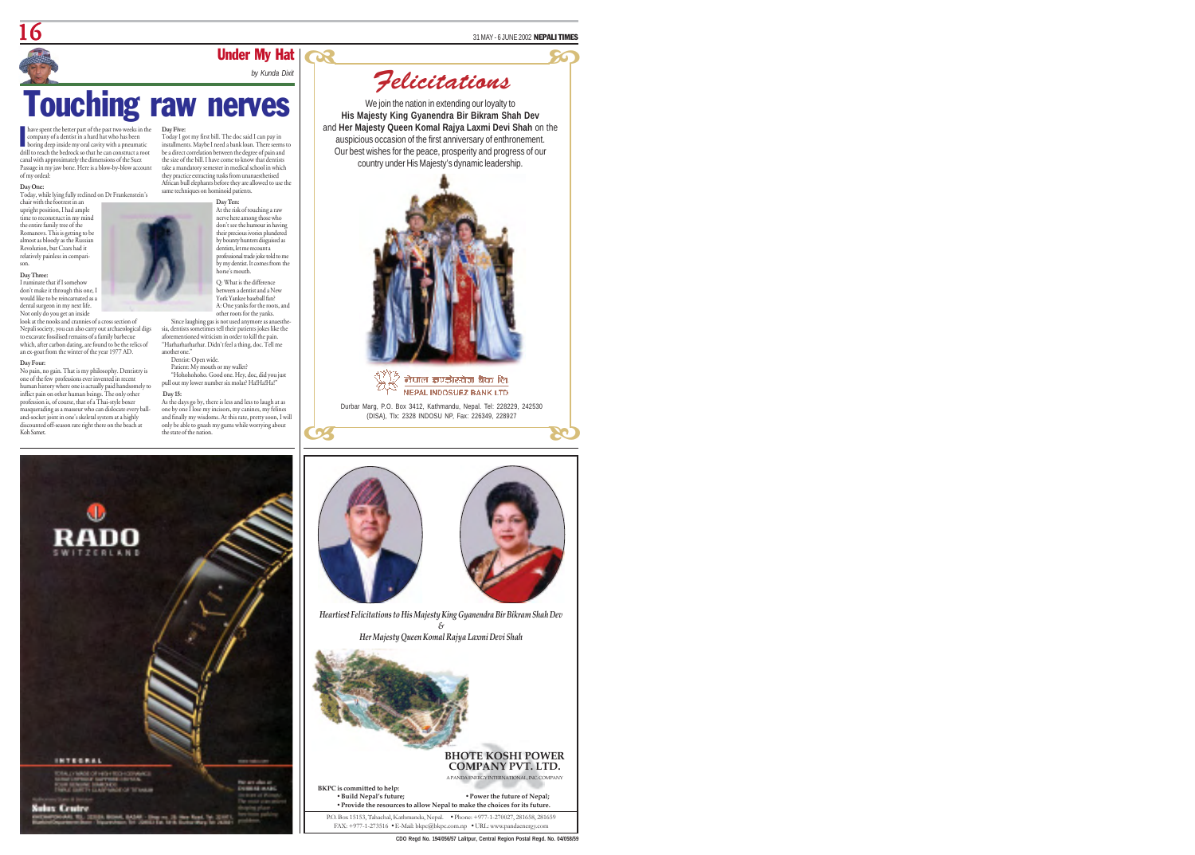## Under My Hat

*by Kunda Dixit*

# Touching raw nerves

I have spent the better part of the past two weeks in the company of a dentist in a hard hat who has been boring deep inside my oral cavity with a pneumatic drill to reach the bedrock so that he can construct a root canal with approximately the dimensions of the Suez Passage in my jaw bone. Here is a blow-by-blow account of my ordeal:

**Day One:**
Today, while lying fully reclined on Dr Frankenstein's chair with the footrest in an upright position, I had ample time to reconstruct in my mind the entire family tree of the Romanovs. This is getting to be almost as bloody as the Russian Revolution, but Czars had it relatively painless in comparison.

**Day Three:**
I ruminate that if I somehow don't make it through this one, I would like to be reincarnated as a dental surgeon in my next life. Not only do you get an inside look at the nooks and crannies of a cross section of Nepali society, you can also carry out archaeological digs to excavate fossilised remains of a family barbecue which, after carbon dating, are found to be the relics of an ex-goat from the winter of the year 1977 AD.

**Day Four:**
No pain, no gain. That is my philosophy. Dentistry is one of the few professions ever invented in recent human history where one is actually paid handsomely to inflict pain on other human beings. The only other profession is, of course, that of a Thai-style boxer masquerading as a masseur who can dislocate every ball-and-socket joint in one's skeletal system at a highly discounted off-season rate right there on the beach at Koh Samet.

**Day Five:**
Today I got my first bill. The doc said I can pay in installments. Maybe I need a bank loan. There seems to be a direct correlation between the degree of pain and the size of the bill. I have come to know that dentists take a mandatory semester in medical school in which they practice extracting tusks from unanaesthetised African bull elephants before they are allowed to use the same techniques on hominoid patients.

**Day Ten:**
At the risk of touching a raw nerve here among those who don't see the humour in having their precious ivories plundered by bounty hunters disguised as dentists, let me recount a professional trade joke told to me by my dentist. It comes from the horse's mouth.

Q: What is the difference between a dentist and a New York Yankee baseball fan?
A: One yanks for the roots, and other roots for the yanks.

Since laughing gas is not used anymore as anaesthesia, dentists sometimes tell their patients jokes like the aforementioned witticism in order to kill the pain. "Harharharharhar. Didn't feel a thing, doc. Tell me another one."

Dentist: Open wide.
Patient: My mouth or my wallet?
"Hohohohoho. Good one. Hey, doc, did you just pull out my lower number six molar? Ha!Ha!Ha!"

**Day 15:**
As the days go by, there is less and less to laugh at as one by one I lose my incisors, my canines, my felines and finally my wisdoms. At this rate, pretty soon, I will only be able to gnash my gums while worrying about the state of the nation.

---

# *Felicitations*

We join the nation in extending our loyalty to
**His Majesty King Gyanendra Bir Bikram Shah Dev**
and **Her Majesty Queen Komal Rajya Laxmi Devi Shah** on the auspicious occasion of the first anniversary of enthronement. Our best wishes for the peace, prosperity and progress of our country under His Majesty's dynamic leadership.

नेपाल इन्डोस्वेज बैंक लि
NEPAL INDOSUEZ BANK LTD

Durbar Marg, P.O. Box 3412, Kathmandu, Nepal. Tel: 228229, 242530 (DISA), Tlx: 2328 INDOSU NP, Fax: 226349, 228927

---

RADO
SWITZERLAND

INTEGRAL

Solux Centre

---

*Heartiest Felicitations to His Majesty King Gyanendra Bir Bikram Shah Dev*
*&*
*Her Majesty Queen Komal Rajya Laxmi Devi Shah*

**BHOTE KOSHI POWER COMPANY PVT. LTD.**
A PANDA ENERGY INTERNATIONAL, INC COMPANY

**BKPC is committed to help:**
- **Build Nepal's future;**
- **Power the future of Nepal;**
- **Provide the resources to allow Nepal to make the choices for its future.**

P.O. Box 15153, Tahachal, Kathmandu, Nepal. • Phone: +977-1-270027, 281658, 281659
FAX: +977-1-273516 • E-Mail: bkpc@bkpc.com.np • URL: www.pandaenergy.com

CDO Regd No. 194/056/57 Lalitpur, Central Region Postal Regd. No. 04/058/59